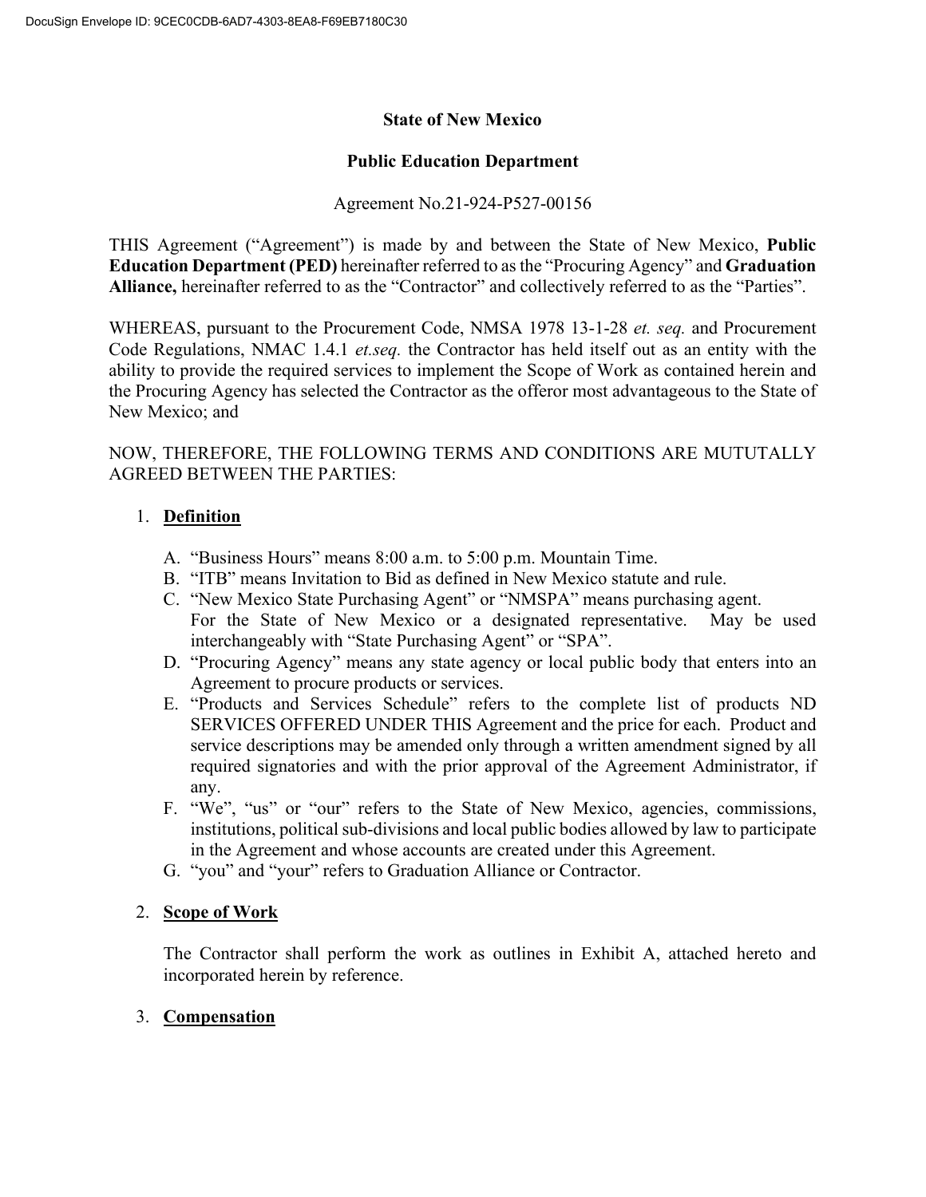**State of New Mexico**

**Public Education Department**

Agreement No.21-924-P527-00156

THIS Agreement ("Agreement") is made by and between the State of New Mexico, **Public Education Department (PED)** hereinafter referred to as the "Procuring Agency" and **Graduation Alliance,** hereinafter referred to as the "Contractor" and collectively referred to as the "Parties".

WHEREAS, pursuant to the Procurement Code, NMSA 1978 13-1-28 *et. seq.* and Procurement Code Regulations, NMAC 1.4.1 *et.seq.* the Contractor has held itself out as an entity with the ability to provide the required services to implement the Scope of Work as contained herein and the Procuring Agency has selected the Contractor as the offeror most advantageous to the State of New Mexico; and

NOW, THEREFORE, THE FOLLOWING TERMS AND CONDITIONS ARE MUTUTALLY AGREED BETWEEN THE PARTIES:

1. **Definition**

   A. "Business Hours" means 8:00 a.m. to 5:00 p.m. Mountain Time.
   B. "ITB" means Invitation to Bid as defined in New Mexico statute and rule.
   C. "New Mexico State Purchasing Agent" or "NMSPA" means purchasing agent. For the State of New Mexico or a designated representative. May be used interchangeably with "State Purchasing Agent" or "SPA".
   D. "Procuring Agency" means any state agency or local public body that enters into an Agreement to procure products or services.
   E. "Products and Services Schedule" refers to the complete list of products ND SERVICES OFFERED UNDER THIS Agreement and the price for each. Product and service descriptions may be amended only through a written amendment signed by all required signatories and with the prior approval of the Agreement Administrator, if any.
   F. "We", "us" or "our" refers to the State of New Mexico, agencies, commissions, institutions, political sub-divisions and local public bodies allowed by law to participate in the Agreement and whose accounts are created under this Agreement.
   G. "you" and "your" refers to Graduation Alliance or Contractor.

2. **Scope of Work**

   The Contractor shall perform the work as outlines in Exhibit A, attached hereto and incorporated herein by reference.

3. **Compensation**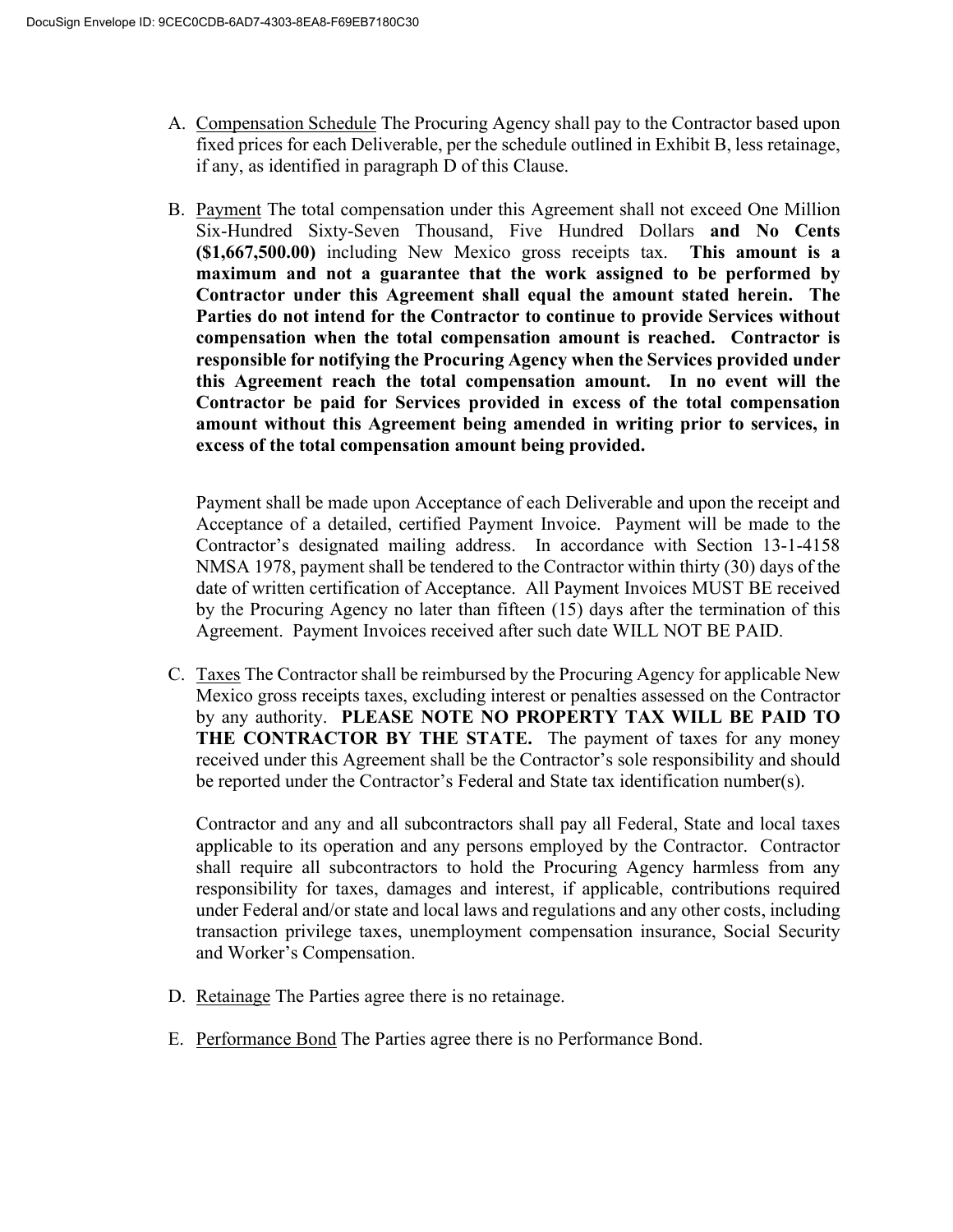A. Compensation Schedule The Procuring Agency shall pay to the Contractor based upon fixed prices for each Deliverable, per the schedule outlined in Exhibit B, less retainage, if any, as identified in paragraph D of this Clause.

B. Payment The total compensation under this Agreement shall not exceed One Million Six-Hundred Sixty-Seven Thousand, Five Hundred Dollars **and No Cents ($1,667,500.00)** including New Mexico gross receipts tax. **This amount is a maximum and not a guarantee that the work assigned to be performed by Contractor under this Agreement shall equal the amount stated herein. The Parties do not intend for the Contractor to continue to provide Services without compensation when the total compensation amount is reached. Contractor is responsible for notifying the Procuring Agency when the Services provided under this Agreement reach the total compensation amount. In no event will the Contractor be paid for Services provided in excess of the total compensation amount without this Agreement being amended in writing prior to services, in excess of the total compensation amount being provided.**

   Payment shall be made upon Acceptance of each Deliverable and upon the receipt and Acceptance of a detailed, certified Payment Invoice. Payment will be made to the Contractor's designated mailing address. In accordance with Section 13-1-4158 NMSA 1978, payment shall be tendered to the Contractor within thirty (30) days of the date of written certification of Acceptance. All Payment Invoices MUST BE received by the Procuring Agency no later than fifteen (15) days after the termination of this Agreement. Payment Invoices received after such date WILL NOT BE PAID.

C. Taxes The Contractor shall be reimbursed by the Procuring Agency for applicable New Mexico gross receipts taxes, excluding interest or penalties assessed on the Contractor by any authority. **PLEASE NOTE NO PROPERTY TAX WILL BE PAID TO THE CONTRACTOR BY THE STATE.** The payment of taxes for any money received under this Agreement shall be the Contractor's sole responsibility and should be reported under the Contractor's Federal and State tax identification number(s).

   Contractor and any and all subcontractors shall pay all Federal, State and local taxes applicable to its operation and any persons employed by the Contractor. Contractor shall require all subcontractors to hold the Procuring Agency harmless from any responsibility for taxes, damages and interest, if applicable, contributions required under Federal and/or state and local laws and regulations and any other costs, including transaction privilege taxes, unemployment compensation insurance, Social Security and Worker's Compensation.

D. Retainage The Parties agree there is no retainage.

E. Performance Bond The Parties agree there is no Performance Bond.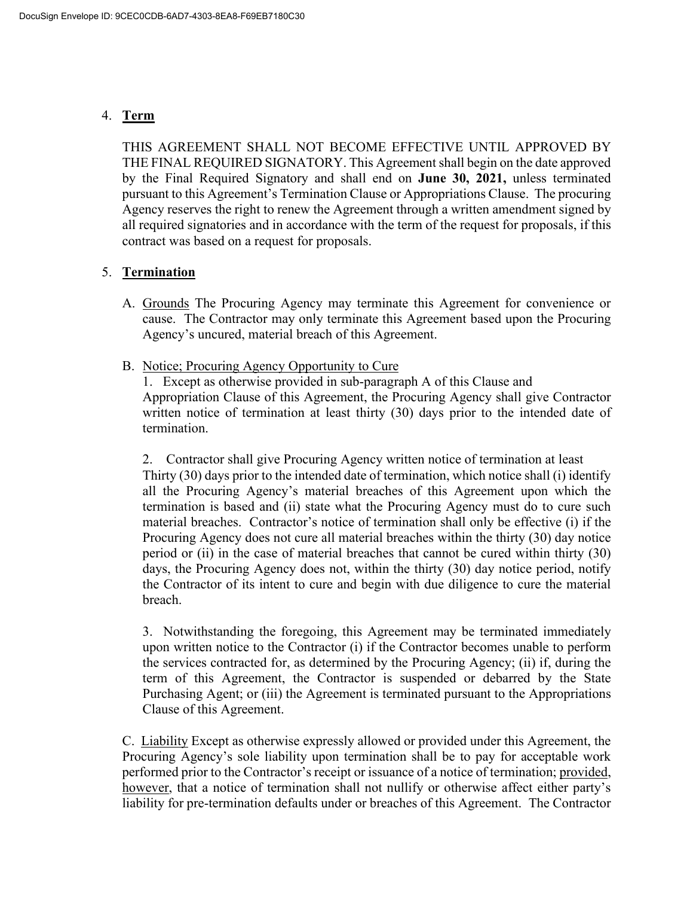4. **Term**

   THIS AGREEMENT SHALL NOT BECOME EFFECTIVE UNTIL APPROVED BY THE FINAL REQUIRED SIGNATORY. This Agreement shall begin on the date approved by the Final Required Signatory and shall end on **June 30, 2021,** unless terminated pursuant to this Agreement's Termination Clause or Appropriations Clause. The procuring Agency reserves the right to renew the Agreement through a written amendment signed by all required signatories and in accordance with the term of the request for proposals, if this contract was based on a request for proposals.

5. **Termination**

   A. Grounds The Procuring Agency may terminate this Agreement for convenience or cause. The Contractor may only terminate this Agreement based upon the Procuring Agency's uncured, material breach of this Agreement.

   B. Notice; Procuring Agency Opportunity to Cure

   1. Except as otherwise provided in sub-paragraph A of this Clause and Appropriation Clause of this Agreement, the Procuring Agency shall give Contractor written notice of termination at least thirty (30) days prior to the intended date of termination.

   2. Contractor shall give Procuring Agency written notice of termination at least Thirty (30) days prior to the intended date of termination, which notice shall (i) identify all the Procuring Agency's material breaches of this Agreement upon which the termination is based and (ii) state what the Procuring Agency must do to cure such material breaches. Contractor's notice of termination shall only be effective (i) if the Procuring Agency does not cure all material breaches within the thirty (30) day notice period or (ii) in the case of material breaches that cannot be cured within thirty (30) days, the Procuring Agency does not, within the thirty (30) day notice period, notify the Contractor of its intent to cure and begin with due diligence to cure the material breach.

   3. Notwithstanding the foregoing, this Agreement may be terminated immediately upon written notice to the Contractor (i) if the Contractor becomes unable to perform the services contracted for, as determined by the Procuring Agency; (ii) if, during the term of this Agreement, the Contractor is suspended or debarred by the State Purchasing Agent; or (iii) the Agreement is terminated pursuant to the Appropriations Clause of this Agreement.

   C. Liability Except as otherwise expressly allowed or provided under this Agreement, the Procuring Agency's sole liability upon termination shall be to pay for acceptable work performed prior to the Contractor's receipt or issuance of a notice of termination; provided, however, that a notice of termination shall not nullify or otherwise affect either party's liability for pre-termination defaults under or breaches of this Agreement. The Contractor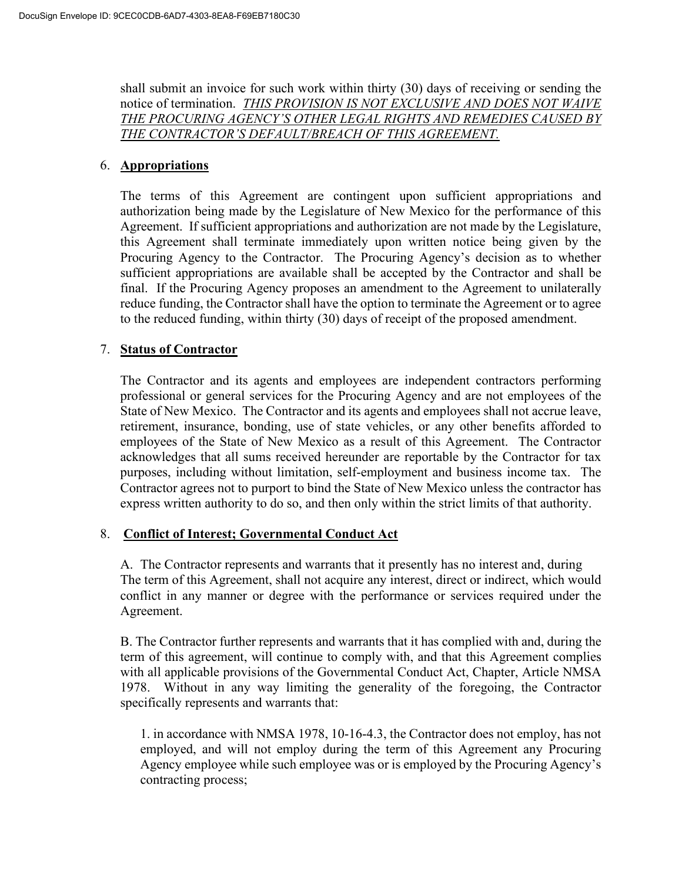shall submit an invoice for such work within thirty (30) days of receiving or sending the notice of termination. ***THIS PROVISION IS NOT EXCLUSIVE AND DOES NOT WAIVE THE PROCURING AGENCY'S OTHER LEGAL RIGHTS AND REMEDIES CAUSED BY THE CONTRACTOR'S DEFAULT/BREACH OF THIS AGREEMENT.***

6. **Appropriations**

The terms of this Agreement are contingent upon sufficient appropriations and authorization being made by the Legislature of New Mexico for the performance of this Agreement. If sufficient appropriations and authorization are not made by the Legislature, this Agreement shall terminate immediately upon written notice being given by the Procuring Agency to the Contractor. The Procuring Agency's decision as to whether sufficient appropriations are available shall be accepted by the Contractor and shall be final. If the Procuring Agency proposes an amendment to the Agreement to unilaterally reduce funding, the Contractor shall have the option to terminate the Agreement or to agree to the reduced funding, within thirty (30) days of receipt of the proposed amendment.

7. **Status of Contractor**

The Contractor and its agents and employees are independent contractors performing professional or general services for the Procuring Agency and are not employees of the State of New Mexico. The Contractor and its agents and employees shall not accrue leave, retirement, insurance, bonding, use of state vehicles, or any other benefits afforded to employees of the State of New Mexico as a result of this Agreement. The Contractor acknowledges that all sums received hereunder are reportable by the Contractor for tax purposes, including without limitation, self-employment and business income tax. The Contractor agrees not to purport to bind the State of New Mexico unless the contractor has express written authority to do so, and then only within the strict limits of that authority.

8. **Conflict of Interest; Governmental Conduct Act**

A. The Contractor represents and warrants that it presently has no interest and, during The term of this Agreement, shall not acquire any interest, direct or indirect, which would conflict in any manner or degree with the performance or services required under the Agreement.

B. The Contractor further represents and warrants that it has complied with and, during the term of this agreement, will continue to comply with, and that this Agreement complies with all applicable provisions of the Governmental Conduct Act, Chapter, Article NMSA 1978. Without in any way limiting the generality of the foregoing, the Contractor specifically represents and warrants that:

1. in accordance with NMSA 1978, 10-16-4.3, the Contractor does not employ, has not employed, and will not employ during the term of this Agreement any Procuring Agency employee while such employee was or is employed by the Procuring Agency's contracting process;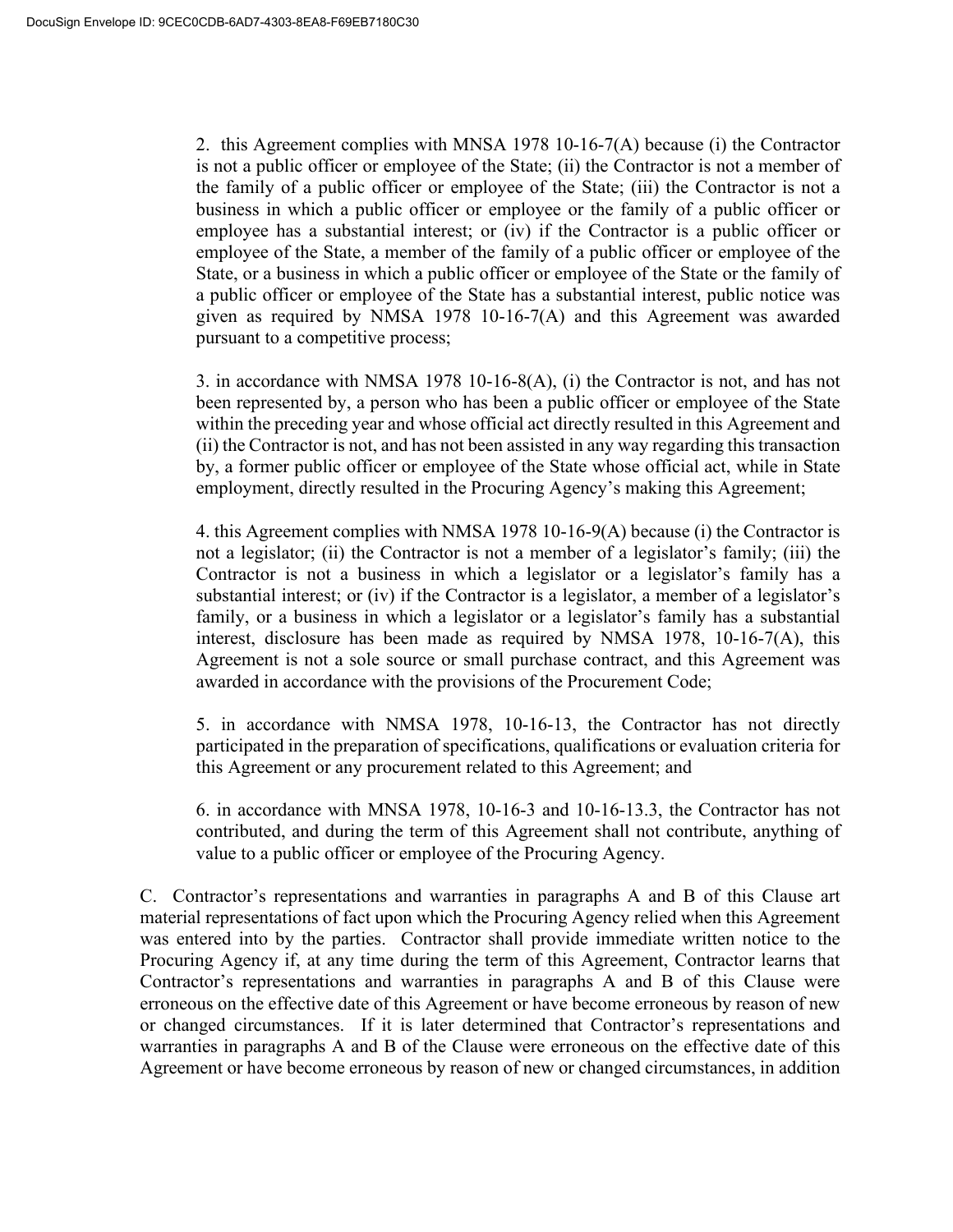2. this Agreement complies with MNSA 1978 10-16-7(A) because (i) the Contractor is not a public officer or employee of the State; (ii) the Contractor is not a member of the family of a public officer or employee of the State; (iii) the Contractor is not a business in which a public officer or employee or the family of a public officer or employee has a substantial interest; or (iv) if the Contractor is a public officer or employee of the State, a member of the family of a public officer or employee of the State, or a business in which a public officer or employee of the State or the family of a public officer or employee of the State has a substantial interest, public notice was given as required by NMSA 1978 10-16-7(A) and this Agreement was awarded pursuant to a competitive process;

3. in accordance with NMSA 1978 10-16-8(A), (i) the Contractor is not, and has not been represented by, a person who has been a public officer or employee of the State within the preceding year and whose official act directly resulted in this Agreement and (ii) the Contractor is not, and has not been assisted in any way regarding this transaction by, a former public officer or employee of the State whose official act, while in State employment, directly resulted in the Procuring Agency's making this Agreement;

4. this Agreement complies with NMSA 1978 10-16-9(A) because (i) the Contractor is not a legislator; (ii) the Contractor is not a member of a legislator's family; (iii) the Contractor is not a business in which a legislator or a legislator's family has a substantial interest; or (iv) if the Contractor is a legislator, a member of a legislator's family, or a business in which a legislator or a legislator's family has a substantial interest, disclosure has been made as required by NMSA 1978, 10-16-7(A), this Agreement is not a sole source or small purchase contract, and this Agreement was awarded in accordance with the provisions of the Procurement Code;

5. in accordance with NMSA 1978, 10-16-13, the Contractor has not directly participated in the preparation of specifications, qualifications or evaluation criteria for this Agreement or any procurement related to this Agreement; and

6. in accordance with MNSA 1978, 10-16-3 and 10-16-13.3, the Contractor has not contributed, and during the term of this Agreement shall not contribute, anything of value to a public officer or employee of the Procuring Agency.

C. Contractor's representations and warranties in paragraphs A and B of this Clause art material representations of fact upon which the Procuring Agency relied when this Agreement was entered into by the parties. Contractor shall provide immediate written notice to the Procuring Agency if, at any time during the term of this Agreement, Contractor learns that Contractor's representations and warranties in paragraphs A and B of this Clause were erroneous on the effective date of this Agreement or have become erroneous by reason of new or changed circumstances. If it is later determined that Contractor's representations and warranties in paragraphs A and B of the Clause were erroneous on the effective date of this Agreement or have become erroneous by reason of new or changed circumstances, in addition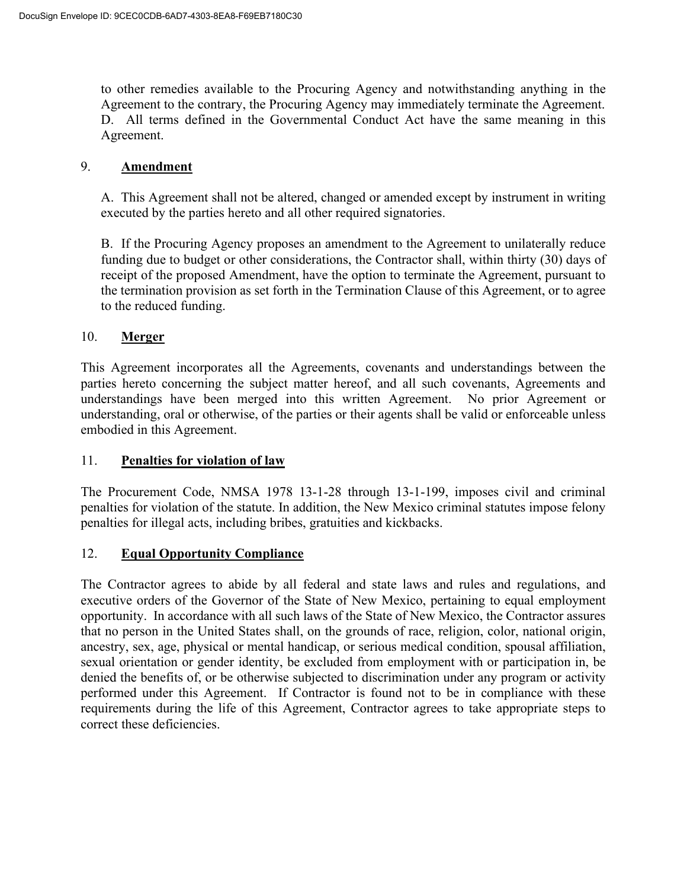to other remedies available to the Procuring Agency and notwithstanding anything in the Agreement to the contrary, the Procuring Agency may immediately terminate the Agreement.
D. All terms defined in the Governmental Conduct Act have the same meaning in this Agreement.

## 9. **Amendment**

A. This Agreement shall not be altered, changed or amended except by instrument in writing executed by the parties hereto and all other required signatories.

B. If the Procuring Agency proposes an amendment to the Agreement to unilaterally reduce funding due to budget or other considerations, the Contractor shall, within thirty (30) days of receipt of the proposed Amendment, have the option to terminate the Agreement, pursuant to the termination provision as set forth in the Termination Clause of this Agreement, or to agree to the reduced funding.

## 10. **Merger**

This Agreement incorporates all the Agreements, covenants and understandings between the parties hereto concerning the subject matter hereof, and all such covenants, Agreements and understandings have been merged into this written Agreement. No prior Agreement or understanding, oral or otherwise, of the parties or their agents shall be valid or enforceable unless embodied in this Agreement.

## 11. **Penalties for violation of law**

The Procurement Code, NMSA 1978 13-1-28 through 13-1-199, imposes civil and criminal penalties for violation of the statute. In addition, the New Mexico criminal statutes impose felony penalties for illegal acts, including bribes, gratuities and kickbacks.

## 12. **Equal Opportunity Compliance**

The Contractor agrees to abide by all federal and state laws and rules and regulations, and executive orders of the Governor of the State of New Mexico, pertaining to equal employment opportunity. In accordance with all such laws of the State of New Mexico, the Contractor assures that no person in the United States shall, on the grounds of race, religion, color, national origin, ancestry, sex, age, physical or mental handicap, or serious medical condition, spousal affiliation, sexual orientation or gender identity, be excluded from employment with or participation in, be denied the benefits of, or be otherwise subjected to discrimination under any program or activity performed under this Agreement. If Contractor is found not to be in compliance with these requirements during the life of this Agreement, Contractor agrees to take appropriate steps to correct these deficiencies.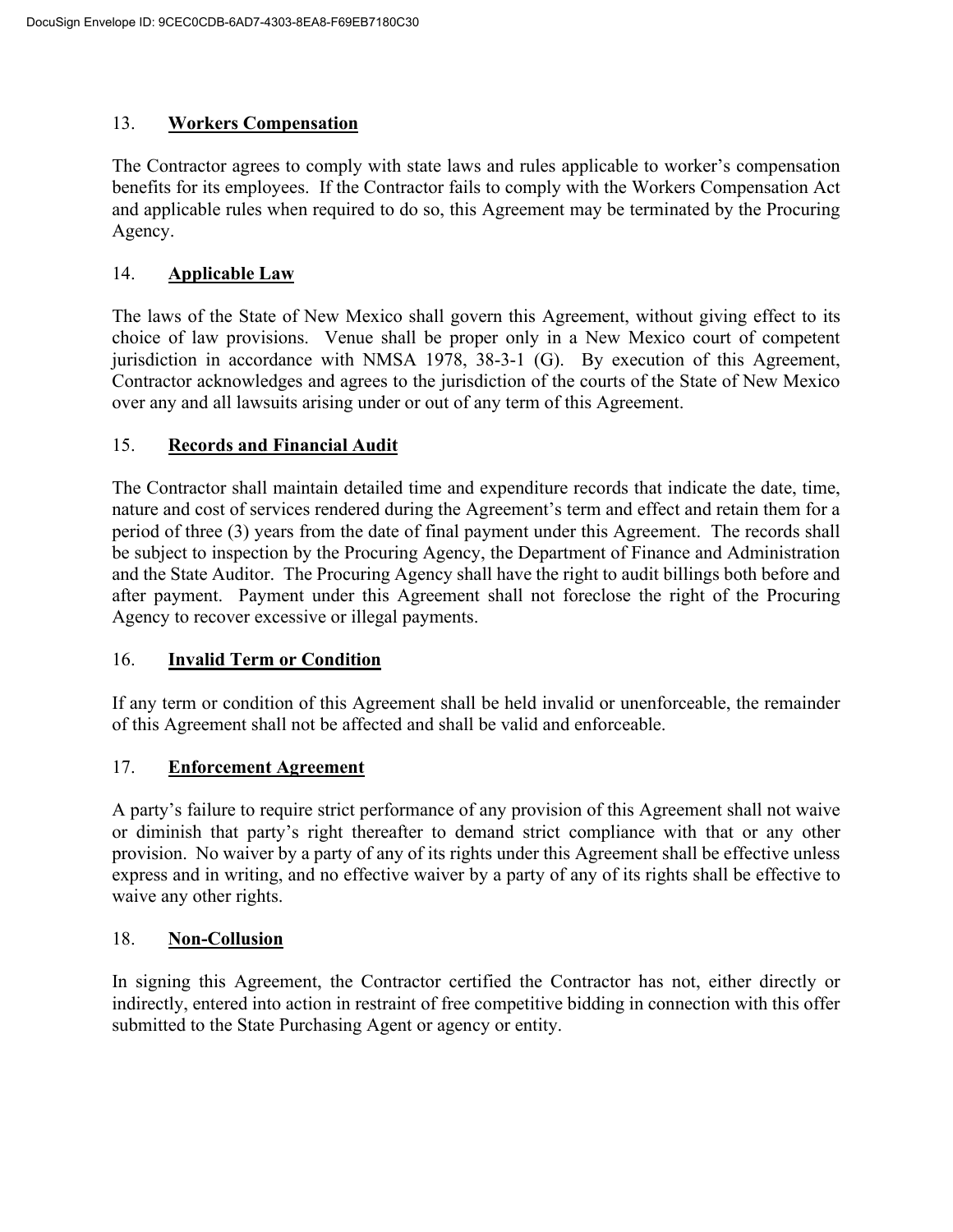## 13. **Workers Compensation**

The Contractor agrees to comply with state laws and rules applicable to worker's compensation benefits for its employees. If the Contractor fails to comply with the Workers Compensation Act and applicable rules when required to do so, this Agreement may be terminated by the Procuring Agency.

## 14. **Applicable Law**

The laws of the State of New Mexico shall govern this Agreement, without giving effect to its choice of law provisions. Venue shall be proper only in a New Mexico court of competent jurisdiction in accordance with NMSA 1978, 38-3-1 (G). By execution of this Agreement, Contractor acknowledges and agrees to the jurisdiction of the courts of the State of New Mexico over any and all lawsuits arising under or out of any term of this Agreement.

## 15. **Records and Financial Audit**

The Contractor shall maintain detailed time and expenditure records that indicate the date, time, nature and cost of services rendered during the Agreement's term and effect and retain them for a period of three (3) years from the date of final payment under this Agreement. The records shall be subject to inspection by the Procuring Agency, the Department of Finance and Administration and the State Auditor. The Procuring Agency shall have the right to audit billings both before and after payment. Payment under this Agreement shall not foreclose the right of the Procuring Agency to recover excessive or illegal payments.

## 16. **Invalid Term or Condition**

If any term or condition of this Agreement shall be held invalid or unenforceable, the remainder of this Agreement shall not be affected and shall be valid and enforceable.

## 17. **Enforcement Agreement**

A party's failure to require strict performance of any provision of this Agreement shall not waive or diminish that party's right thereafter to demand strict compliance with that or any other provision. No waiver by a party of any of its rights under this Agreement shall be effective unless express and in writing, and no effective waiver by a party of any of its rights shall be effective to waive any other rights.

## 18. **Non-Collusion**

In signing this Agreement, the Contractor certified the Contractor has not, either directly or indirectly, entered into action in restraint of free competitive bidding in connection with this offer submitted to the State Purchasing Agent or agency or entity.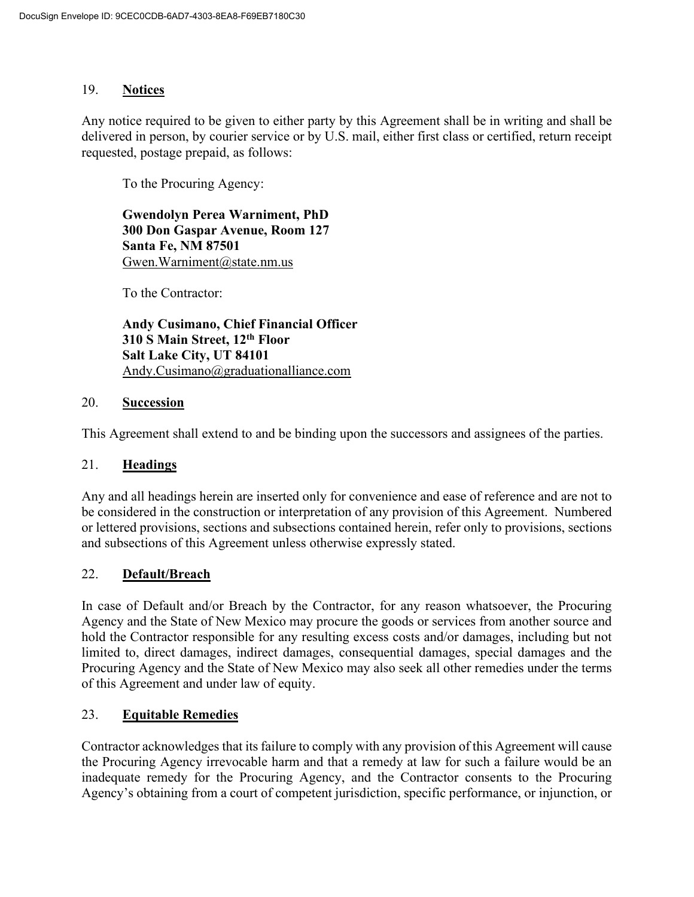## 19. **Notices**

Any notice required to be given to either party by this Agreement shall be in writing and shall be delivered in person, by courier service or by U.S. mail, either first class or certified, return receipt requested, postage prepaid, as follows:

To the Procuring Agency:

**Gwendolyn Perea Warniment, PhD**
**300 Don Gaspar Avenue, Room 127**
**Santa Fe, NM 87501**
Gwen.Warniment@state.nm.us

To the Contractor:

**Andy Cusimano, Chief Financial Officer**
**310 S Main Street, 12th Floor**
**Salt Lake City, UT 84101**
Andy.Cusimano@graduationalliance.com

## 20. **Succession**

This Agreement shall extend to and be binding upon the successors and assignees of the parties.

## 21. **Headings**

Any and all headings herein are inserted only for convenience and ease of reference and are not to be considered in the construction or interpretation of any provision of this Agreement. Numbered or lettered provisions, sections and subsections contained herein, refer only to provisions, sections and subsections of this Agreement unless otherwise expressly stated.

## 22. **Default/Breach**

In case of Default and/or Breach by the Contractor, for any reason whatsoever, the Procuring Agency and the State of New Mexico may procure the goods or services from another source and hold the Contractor responsible for any resulting excess costs and/or damages, including but not limited to, direct damages, indirect damages, consequential damages, special damages and the Procuring Agency and the State of New Mexico may also seek all other remedies under the terms of this Agreement and under law of equity.

## 23. **Equitable Remedies**

Contractor acknowledges that its failure to comply with any provision of this Agreement will cause the Procuring Agency irrevocable harm and that a remedy at law for such a failure would be an inadequate remedy for the Procuring Agency, and the Contractor consents to the Procuring Agency's obtaining from a court of competent jurisdiction, specific performance, or injunction, or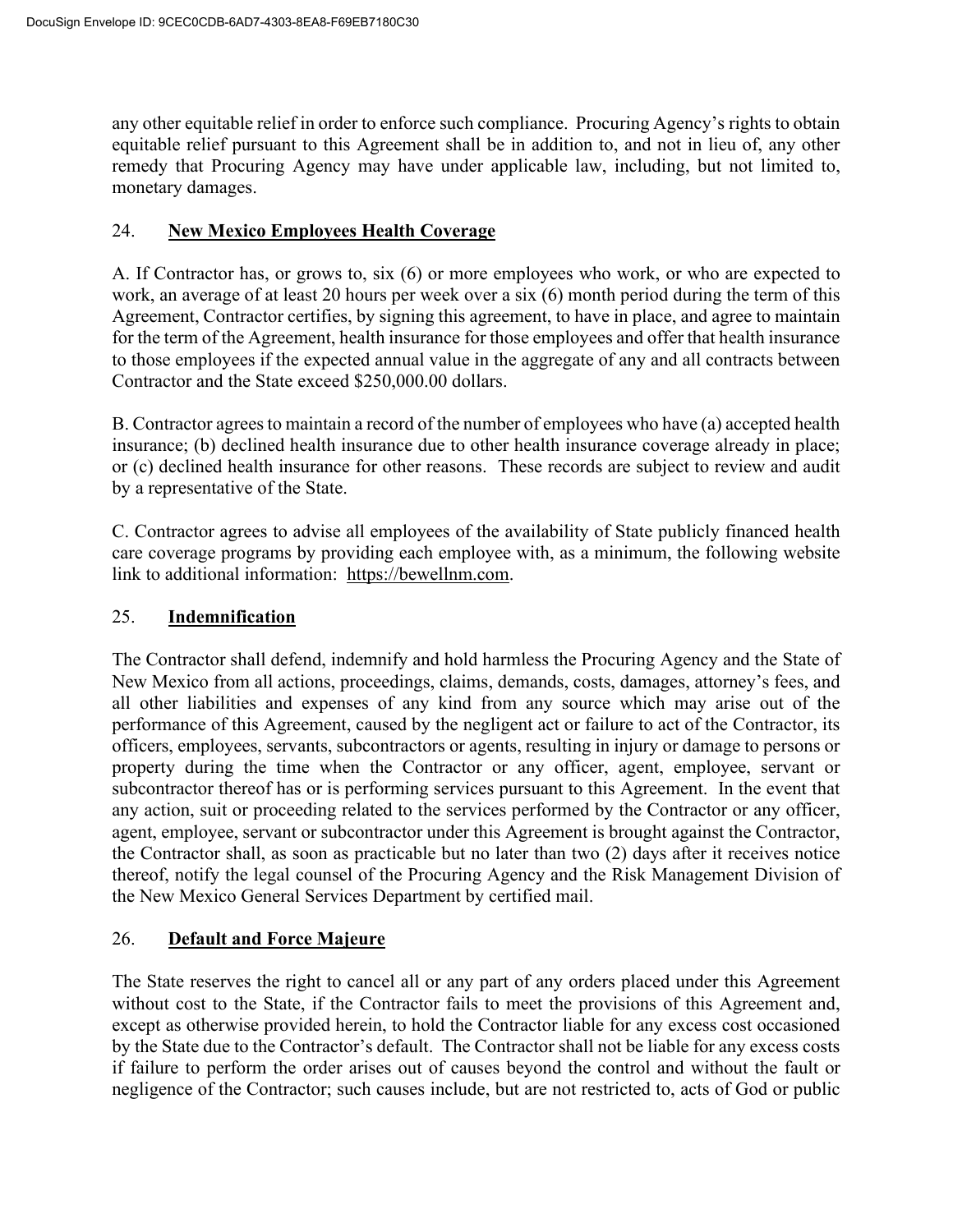any other equitable relief in order to enforce such compliance. Procuring Agency's rights to obtain equitable relief pursuant to this Agreement shall be in addition to, and not in lieu of, any other remedy that Procuring Agency may have under applicable law, including, but not limited to, monetary damages.

## 24. **New Mexico Employees Health Coverage**

A. If Contractor has, or grows to, six (6) or more employees who work, or who are expected to work, an average of at least 20 hours per week over a six (6) month period during the term of this Agreement, Contractor certifies, by signing this agreement, to have in place, and agree to maintain for the term of the Agreement, health insurance for those employees and offer that health insurance to those employees if the expected annual value in the aggregate of any and all contracts between Contractor and the State exceed $250,000.00 dollars.

B. Contractor agrees to maintain a record of the number of employees who have (a) accepted health insurance; (b) declined health insurance due to other health insurance coverage already in place; or (c) declined health insurance for other reasons. These records are subject to review and audit by a representative of the State.

C. Contractor agrees to advise all employees of the availability of State publicly financed health care coverage programs by providing each employee with, as a minimum, the following website link to additional information: https://bewellnm.com.

## 25. **Indemnification**

The Contractor shall defend, indemnify and hold harmless the Procuring Agency and the State of New Mexico from all actions, proceedings, claims, demands, costs, damages, attorney's fees, and all other liabilities and expenses of any kind from any source which may arise out of the performance of this Agreement, caused by the negligent act or failure to act of the Contractor, its officers, employees, servants, subcontractors or agents, resulting in injury or damage to persons or property during the time when the Contractor or any officer, agent, employee, servant or subcontractor thereof has or is performing services pursuant to this Agreement. In the event that any action, suit or proceeding related to the services performed by the Contractor or any officer, agent, employee, servant or subcontractor under this Agreement is brought against the Contractor, the Contractor shall, as soon as practicable but no later than two (2) days after it receives notice thereof, notify the legal counsel of the Procuring Agency and the Risk Management Division of the New Mexico General Services Department by certified mail.

## 26. **Default and Force Majeure**

The State reserves the right to cancel all or any part of any orders placed under this Agreement without cost to the State, if the Contractor fails to meet the provisions of this Agreement and, except as otherwise provided herein, to hold the Contractor liable for any excess cost occasioned by the State due to the Contractor's default. The Contractor shall not be liable for any excess costs if failure to perform the order arises out of causes beyond the control and without the fault or negligence of the Contractor; such causes include, but are not restricted to, acts of God or public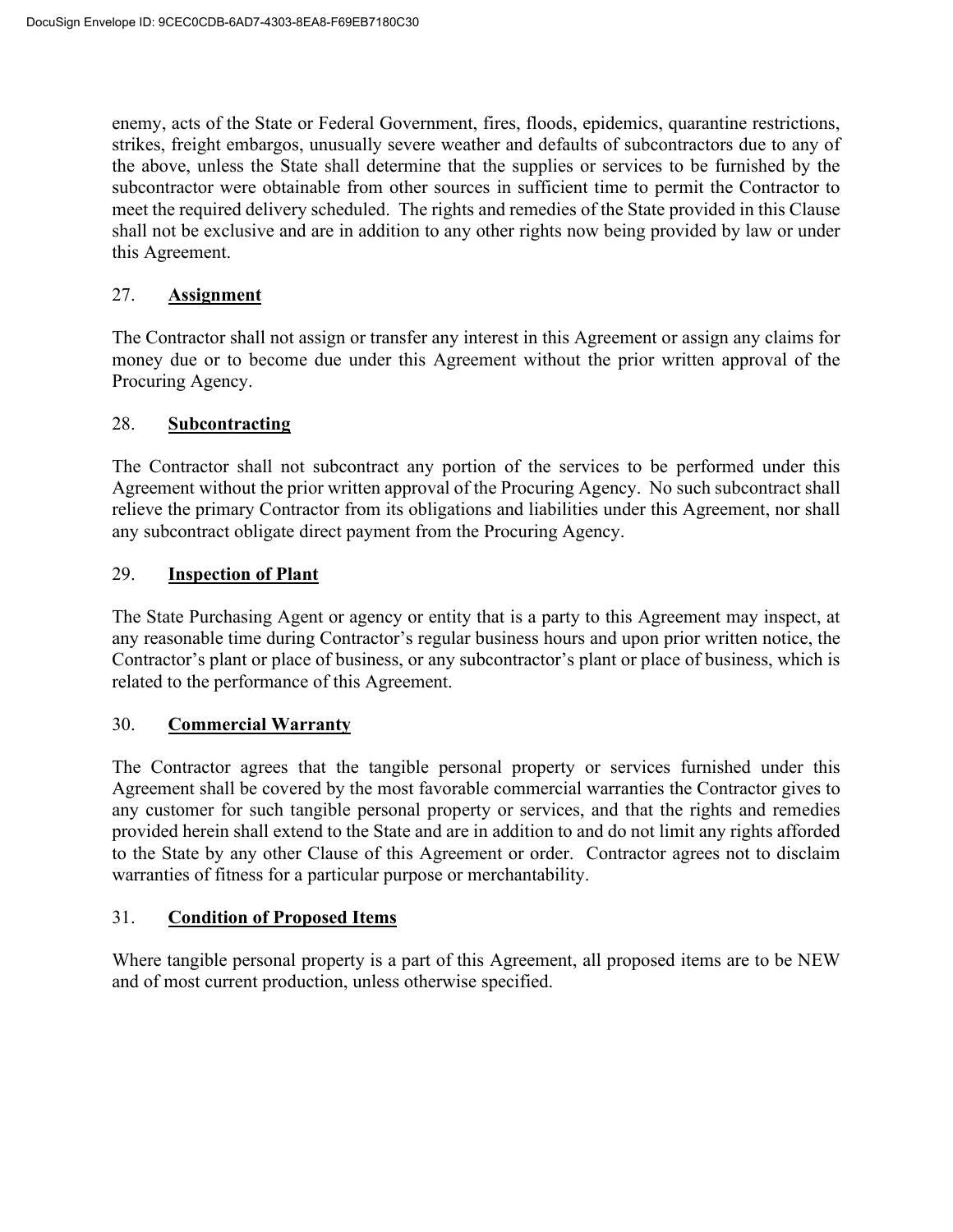enemy, acts of the State or Federal Government, fires, floods, epidemics, quarantine restrictions, strikes, freight embargos, unusually severe weather and defaults of subcontractors due to any of the above, unless the State shall determine that the supplies or services to be furnished by the subcontractor were obtainable from other sources in sufficient time to permit the Contractor to meet the required delivery scheduled. The rights and remedies of the State provided in this Clause shall not be exclusive and are in addition to any other rights now being provided by law or under this Agreement.

## 27. **Assignment**

The Contractor shall not assign or transfer any interest in this Agreement or assign any claims for money due or to become due under this Agreement without the prior written approval of the Procuring Agency.

## 28. **Subcontracting**

The Contractor shall not subcontract any portion of the services to be performed under this Agreement without the prior written approval of the Procuring Agency. No such subcontract shall relieve the primary Contractor from its obligations and liabilities under this Agreement, nor shall any subcontract obligate direct payment from the Procuring Agency.

## 29. **Inspection of Plant**

The State Purchasing Agent or agency or entity that is a party to this Agreement may inspect, at any reasonable time during Contractor's regular business hours and upon prior written notice, the Contractor's plant or place of business, or any subcontractor's plant or place of business, which is related to the performance of this Agreement.

## 30. **Commercial Warranty**

The Contractor agrees that the tangible personal property or services furnished under this Agreement shall be covered by the most favorable commercial warranties the Contractor gives to any customer for such tangible personal property or services, and that the rights and remedies provided herein shall extend to the State and are in addition to and do not limit any rights afforded to the State by any other Clause of this Agreement or order. Contractor agrees not to disclaim warranties of fitness for a particular purpose or merchantability.

## 31. **Condition of Proposed Items**

Where tangible personal property is a part of this Agreement, all proposed items are to be NEW and of most current production, unless otherwise specified.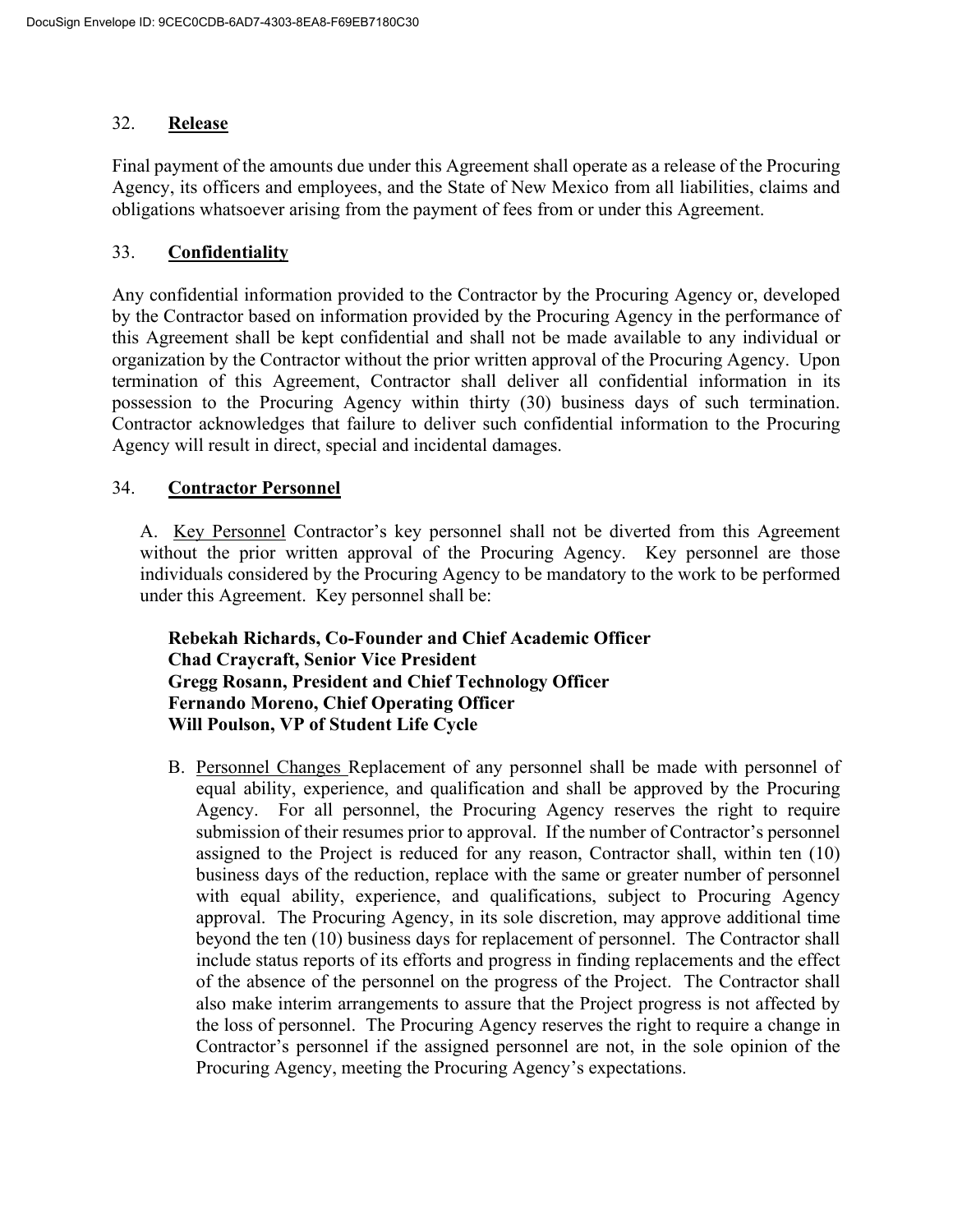## 32. **Release**

Final payment of the amounts due under this Agreement shall operate as a release of the Procuring Agency, its officers and employees, and the State of New Mexico from all liabilities, claims and obligations whatsoever arising from the payment of fees from or under this Agreement.

## 33. **Confidentiality**

Any confidential information provided to the Contractor by the Procuring Agency or, developed by the Contractor based on information provided by the Procuring Agency in the performance of this Agreement shall be kept confidential and shall not be made available to any individual or organization by the Contractor without the prior written approval of the Procuring Agency. Upon termination of this Agreement, Contractor shall deliver all confidential information in its possession to the Procuring Agency within thirty (30) business days of such termination. Contractor acknowledges that failure to deliver such confidential information to the Procuring Agency will result in direct, special and incidental damages.

## 34. **Contractor Personnel**

A. Key Personnel Contractor's key personnel shall not be diverted from this Agreement without the prior written approval of the Procuring Agency. Key personnel are those individuals considered by the Procuring Agency to be mandatory to the work to be performed under this Agreement. Key personnel shall be:

**Rebekah Richards, Co-Founder and Chief Academic Officer**
**Chad Craycraft, Senior Vice President**
**Gregg Rosann, President and Chief Technology Officer**
**Fernando Moreno, Chief Operating Officer**
**Will Poulson, VP of Student Life Cycle**

B. Personnel Changes Replacement of any personnel shall be made with personnel of equal ability, experience, and qualification and shall be approved by the Procuring Agency. For all personnel, the Procuring Agency reserves the right to require submission of their resumes prior to approval. If the number of Contractor's personnel assigned to the Project is reduced for any reason, Contractor shall, within ten (10) business days of the reduction, replace with the same or greater number of personnel with equal ability, experience, and qualifications, subject to Procuring Agency approval. The Procuring Agency, in its sole discretion, may approve additional time beyond the ten (10) business days for replacement of personnel. The Contractor shall include status reports of its efforts and progress in finding replacements and the effect of the absence of the personnel on the progress of the Project. The Contractor shall also make interim arrangements to assure that the Project progress is not affected by the loss of personnel. The Procuring Agency reserves the right to require a change in Contractor's personnel if the assigned personnel are not, in the sole opinion of the Procuring Agency, meeting the Procuring Agency's expectations.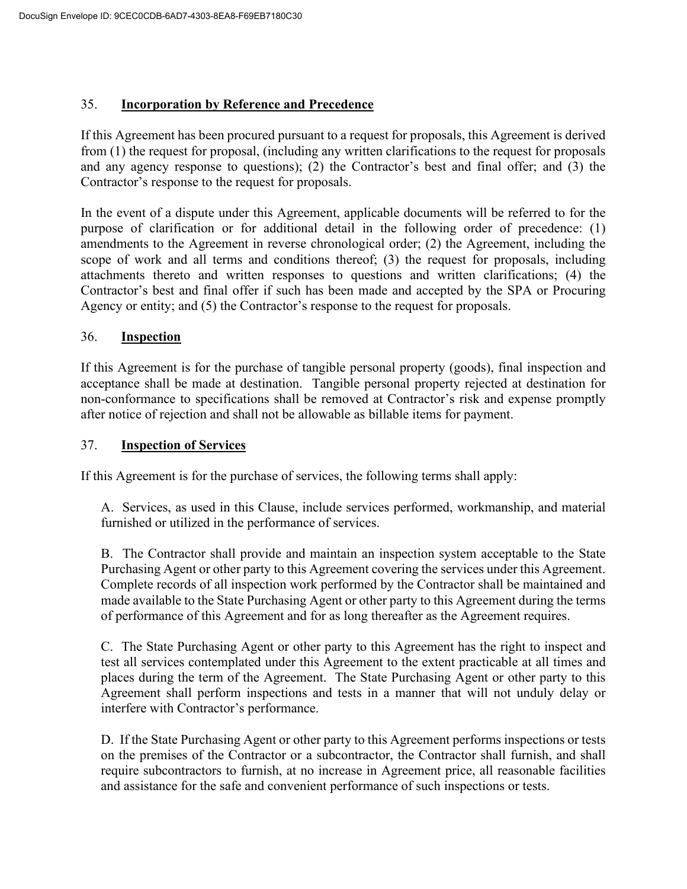## 35. **Incorporation by Reference and Precedence**

If this Agreement has been procured pursuant to a request for proposals, this Agreement is derived from (1) the request for proposal, (including any written clarifications to the request for proposals and any agency response to questions); (2) the Contractor's best and final offer; and (3) the Contractor's response to the request for proposals.

In the event of a dispute under this Agreement, applicable documents will be referred to for the purpose of clarification or for additional detail in the following order of precedence: (1) amendments to the Agreement in reverse chronological order; (2) the Agreement, including the scope of work and all terms and conditions thereof; (3) the request for proposals, including attachments thereto and written responses to questions and written clarifications; (4) the Contractor's best and final offer if such has been made and accepted by the SPA or Procuring Agency or entity; and (5) the Contractor's response to the request for proposals.

## 36. **Inspection**

If this Agreement is for the purchase of tangible personal property (goods), final inspection and acceptance shall be made at destination. Tangible personal property rejected at destination for non-conformance to specifications shall be removed at Contractor's risk and expense promptly after notice of rejection and shall not be allowable as billable items for payment.

## 37. **Inspection of Services**

If this Agreement is for the purchase of services, the following terms shall apply:

A. Services, as used in this Clause, include services performed, workmanship, and material furnished or utilized in the performance of services.

B. The Contractor shall provide and maintain an inspection system acceptable to the State Purchasing Agent or other party to this Agreement covering the services under this Agreement. Complete records of all inspection work performed by the Contractor shall be maintained and made available to the State Purchasing Agent or other party to this Agreement during the terms of performance of this Agreement and for as long thereafter as the Agreement requires.

C. The State Purchasing Agent or other party to this Agreement has the right to inspect and test all services contemplated under this Agreement to the extent practicable at all times and places during the term of the Agreement. The State Purchasing Agent or other party to this Agreement shall perform inspections and tests in a manner that will not unduly delay or interfere with Contractor's performance.

D. If the State Purchasing Agent or other party to this Agreement performs inspections or tests on the premises of the Contractor or a subcontractor, the Contractor shall furnish, and shall require subcontractors to furnish, at no increase in Agreement price, all reasonable facilities and assistance for the safe and convenient performance of such inspections or tests.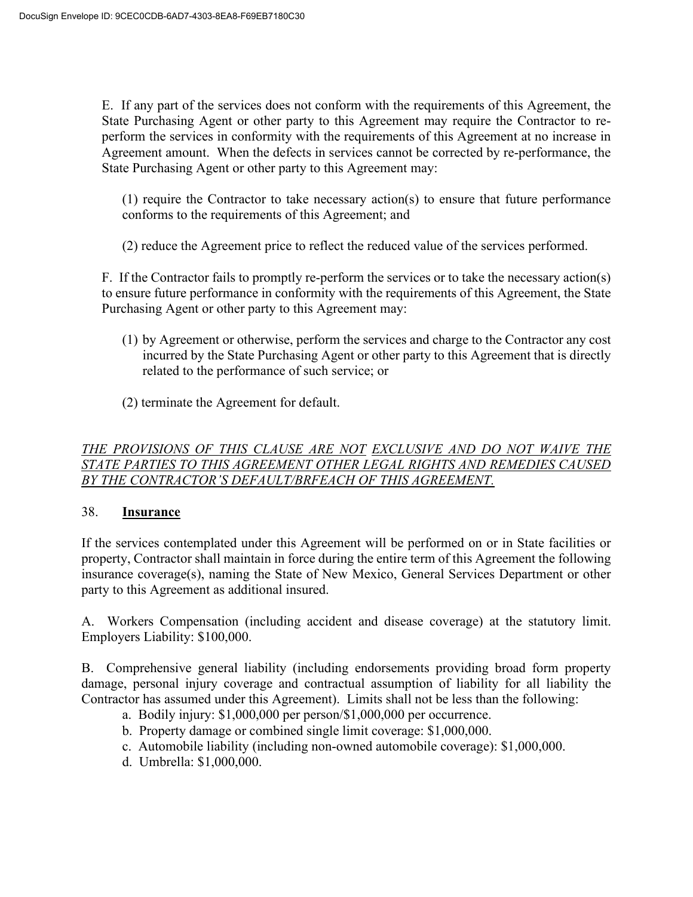E. If any part of the services does not conform with the requirements of this Agreement, the State Purchasing Agent or other party to this Agreement may require the Contractor to re-perform the services in conformity with the requirements of this Agreement at no increase in Agreement amount. When the defects in services cannot be corrected by re-performance, the State Purchasing Agent or other party to this Agreement may:

(1) require the Contractor to take necessary action(s) to ensure that future performance conforms to the requirements of this Agreement; and

(2) reduce the Agreement price to reflect the reduced value of the services performed.

F. If the Contractor fails to promptly re-perform the services or to take the necessary action(s) to ensure future performance in conformity with the requirements of this Agreement, the State Purchasing Agent or other party to this Agreement may:

(1) by Agreement or otherwise, perform the services and charge to the Contractor any cost incurred by the State Purchasing Agent or other party to this Agreement that is directly related to the performance of such service; or

(2) terminate the Agreement for default.

*THE PROVISIONS OF THIS CLAUSE ARE NOT EXCLUSIVE AND DO NOT WAIVE THE STATE PARTIES TO THIS AGREEMENT OTHER LEGAL RIGHTS AND REMEDIES CAUSED BY THE CONTRACTOR'S DEFAULT/BRFEACH OF THIS AGREEMENT.*

## 38. **Insurance**

If the services contemplated under this Agreement will be performed on or in State facilities or property, Contractor shall maintain in force during the entire term of this Agreement the following insurance coverage(s), naming the State of New Mexico, General Services Department or other party to this Agreement as additional insured.

A. Workers Compensation (including accident and disease coverage) at the statutory limit. Employers Liability: $100,000.

B. Comprehensive general liability (including endorsements providing broad form property damage, personal injury coverage and contractual assumption of liability for all liability the Contractor has assumed under this Agreement). Limits shall not be less than the following:

a. Bodily injury: $1,000,000 per person/$1,000,000 per occurrence.
b. Property damage or combined single limit coverage: $1,000,000.
c. Automobile liability (including non-owned automobile coverage): $1,000,000.
d. Umbrella: $1,000,000.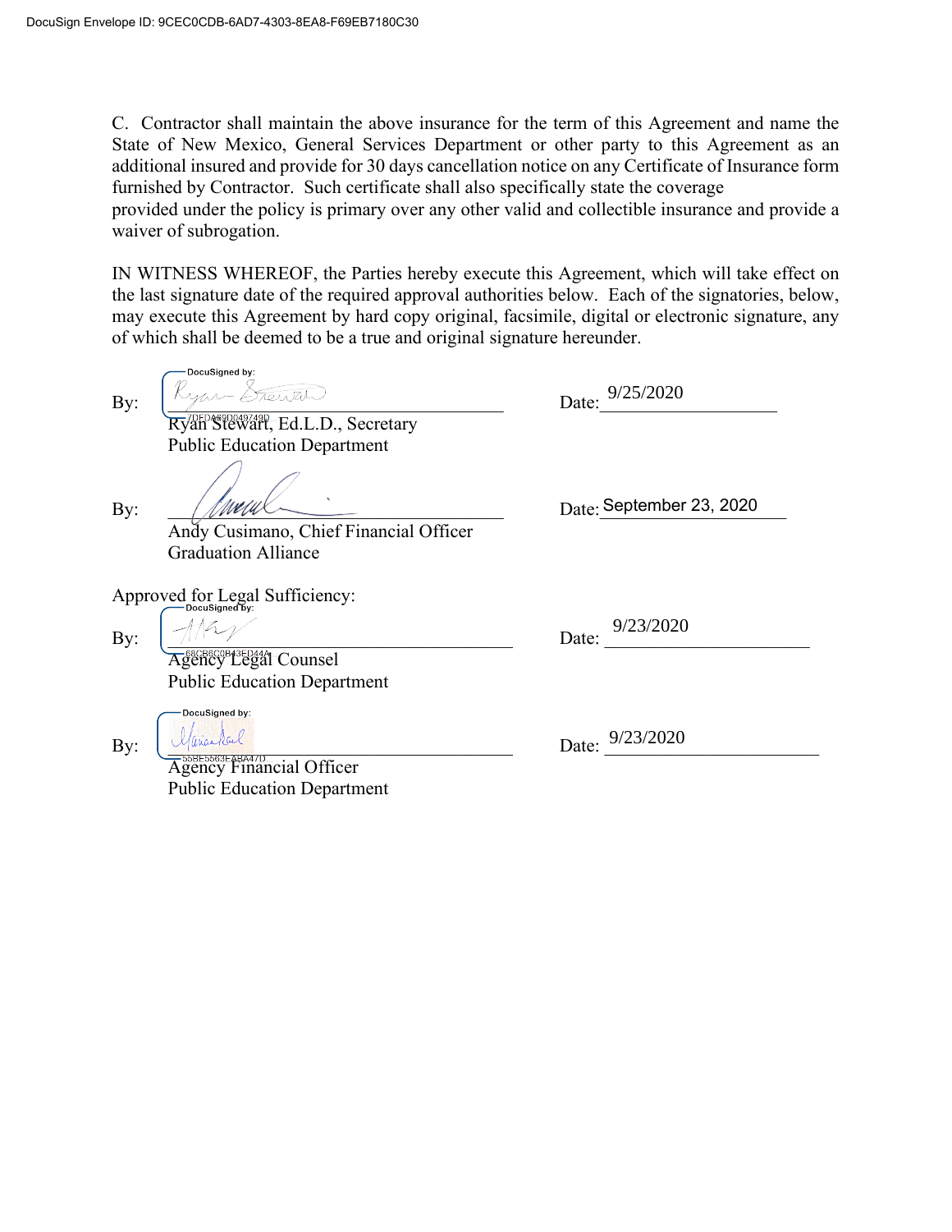C. Contractor shall maintain the above insurance for the term of this Agreement and name the State of New Mexico, General Services Department or other party to this Agreement as an additional insured and provide for 30 days cancellation notice on any Certificate of Insurance form furnished by Contractor. Such certificate shall also specifically state the coverage provided under the policy is primary over any other valid and collectible insurance and provide a waiver of subrogation.

IN WITNESS WHEREOF, the Parties hereby execute this Agreement, which will take effect on the last signature date of the required approval authorities below. Each of the signatories, below, may execute this Agreement by hard copy original, facsimile, digital or electronic signature, any of which shall be deemed to be a true and original signature hereunder.

By: DocuSigned by: _______________________ Date: 9/25/2020
7DFDA89D049749D
Ryan Stewart, Ed.L.D., Secretary
Public Education Department

By: _______________________ Date: September 23, 2020
Andy Cusimano, Chief Financial Officer
Graduation Alliance

Approved for Legal Sufficiency:

By: DocuSigned by: _______________________ Date: 9/23/2020
68CB6C0B43ED44A
Agency Legal Counsel
Public Education Department

By: DocuSigned by: _______________________ Date: 9/23/2020
55BE5563FABA47D
Agency Financial Officer
Public Education Department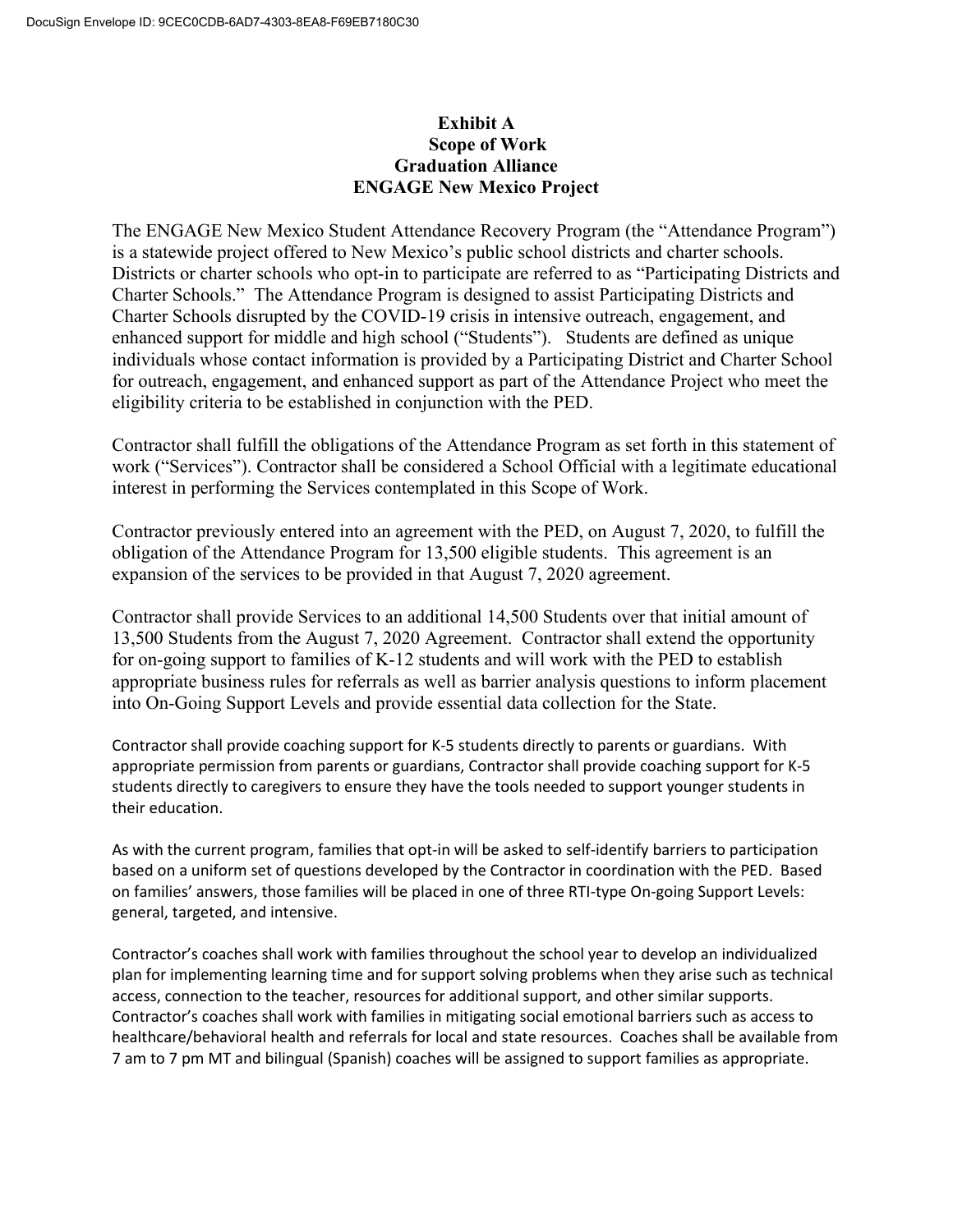**Exhibit A**
**Scope of Work**
**Graduation Alliance**
**ENGAGE New Mexico Project**

The ENGAGE New Mexico Student Attendance Recovery Program (the "Attendance Program") is a statewide project offered to New Mexico's public school districts and charter schools. Districts or charter schools who opt-in to participate are referred to as "Participating Districts and Charter Schools." The Attendance Program is designed to assist Participating Districts and Charter Schools disrupted by the COVID-19 crisis in intensive outreach, engagement, and enhanced support for middle and high school ("Students"). Students are defined as unique individuals whose contact information is provided by a Participating District and Charter School for outreach, engagement, and enhanced support as part of the Attendance Project who meet the eligibility criteria to be established in conjunction with the PED.

Contractor shall fulfill the obligations of the Attendance Program as set forth in this statement of work ("Services"). Contractor shall be considered a School Official with a legitimate educational interest in performing the Services contemplated in this Scope of Work.

Contractor previously entered into an agreement with the PED, on August 7, 2020, to fulfill the obligation of the Attendance Program for 13,500 eligible students. This agreement is an expansion of the services to be provided in that August 7, 2020 agreement.

Contractor shall provide Services to an additional 14,500 Students over that initial amount of 13,500 Students from the August 7, 2020 Agreement. Contractor shall extend the opportunity for on-going support to families of K-12 students and will work with the PED to establish appropriate business rules for referrals as well as barrier analysis questions to inform placement into On-Going Support Levels and provide essential data collection for the State.

Contractor shall provide coaching support for K-5 students directly to parents or guardians. With appropriate permission from parents or guardians, Contractor shall provide coaching support for K-5 students directly to caregivers to ensure they have the tools needed to support younger students in their education.

As with the current program, families that opt-in will be asked to self-identify barriers to participation based on a uniform set of questions developed by the Contractor in coordination with the PED. Based on families' answers, those families will be placed in one of three RTI-type On-going Support Levels: general, targeted, and intensive.

Contractor's coaches shall work with families throughout the school year to develop an individualized plan for implementing learning time and for support solving problems when they arise such as technical access, connection to the teacher, resources for additional support, and other similar supports. Contractor's coaches shall work with families in mitigating social emotional barriers such as access to healthcare/behavioral health and referrals for local and state resources. Coaches shall be available from 7 am to 7 pm MT and bilingual (Spanish) coaches will be assigned to support families as appropriate.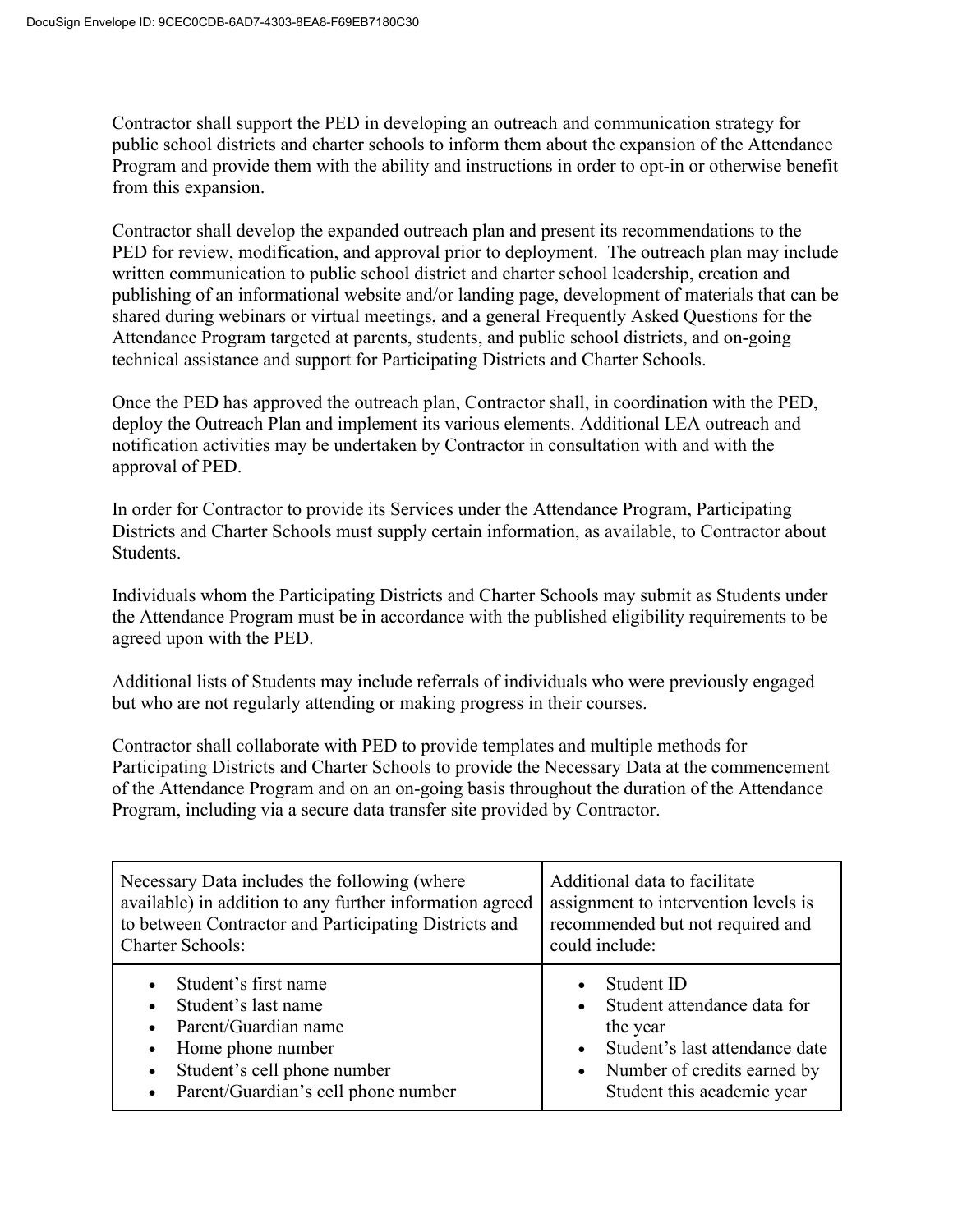Contractor shall support the PED in developing an outreach and communication strategy for public school districts and charter schools to inform them about the expansion of the Attendance Program and provide them with the ability and instructions in order to opt-in or otherwise benefit from this expansion.

Contractor shall develop the expanded outreach plan and present its recommendations to the PED for review, modification, and approval prior to deployment. The outreach plan may include written communication to public school district and charter school leadership, creation and publishing of an informational website and/or landing page, development of materials that can be shared during webinars or virtual meetings, and a general Frequently Asked Questions for the Attendance Program targeted at parents, students, and public school districts, and on-going technical assistance and support for Participating Districts and Charter Schools.

Once the PED has approved the outreach plan, Contractor shall, in coordination with the PED, deploy the Outreach Plan and implement its various elements. Additional LEA outreach and notification activities may be undertaken by Contractor in consultation with and with the approval of PED.

In order for Contractor to provide its Services under the Attendance Program, Participating Districts and Charter Schools must supply certain information, as available, to Contractor about Students.

Individuals whom the Participating Districts and Charter Schools may submit as Students under the Attendance Program must be in accordance with the published eligibility requirements to be agreed upon with the PED.

Additional lists of Students may include referrals of individuals who were previously engaged but who are not regularly attending or making progress in their courses.

Contractor shall collaborate with PED to provide templates and multiple methods for Participating Districts and Charter Schools to provide the Necessary Data at the commencement of the Attendance Program and on an on-going basis throughout the duration of the Attendance Program, including via a secure data transfer site provided by Contractor.

| Necessary Data includes the following (where available) in addition to any further information agreed to between Contractor and Participating Districts and Charter Schools: | Additional data to facilitate assignment to intervention levels is recommended but not required and could include: |
|---|---|
| • Student's first name<br>• Student's last name<br>• Parent/Guardian name<br>• Home phone number<br>• Student's cell phone number<br>• Parent/Guardian's cell phone number | • Student ID<br>• Student attendance data for the year<br>• Student's last attendance date<br>• Number of credits earned by Student this academic year |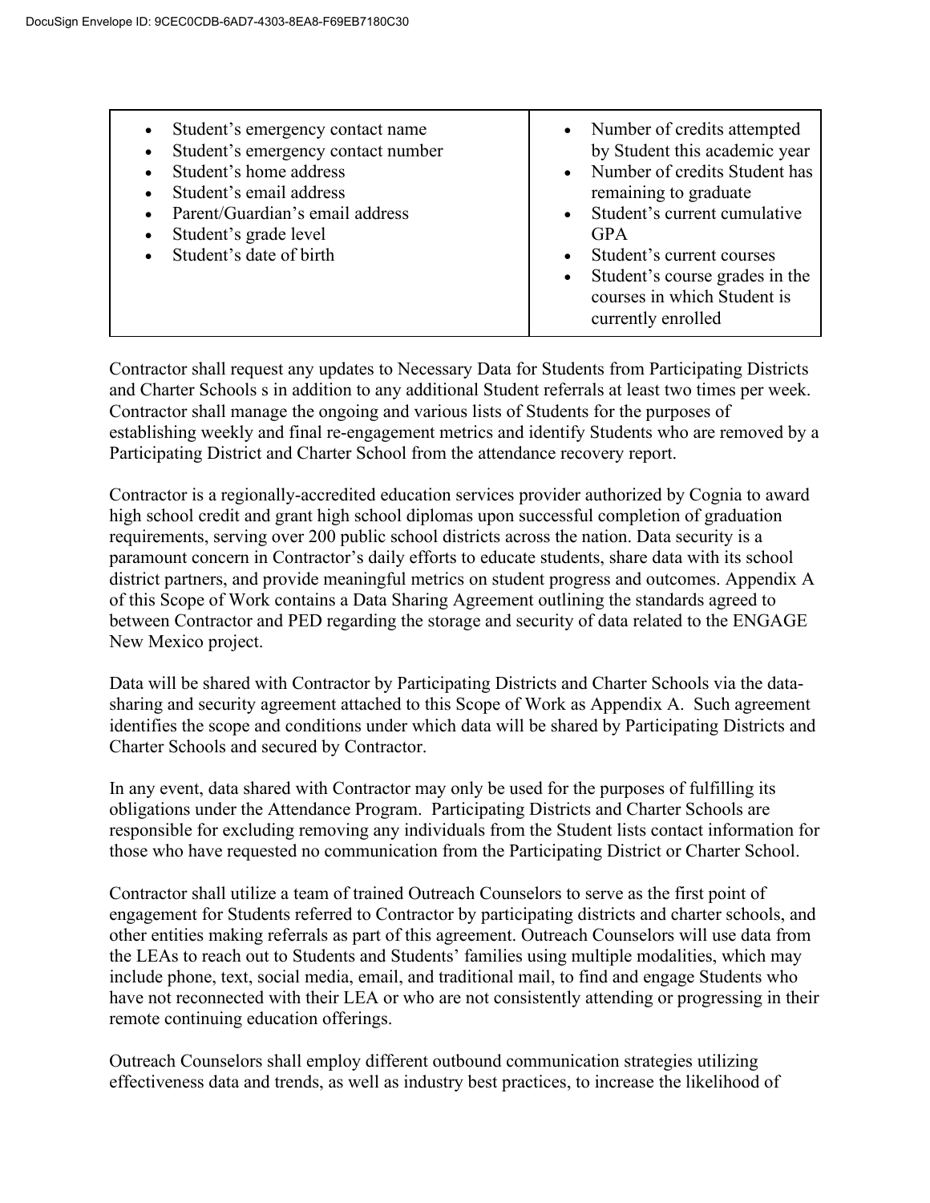| | |
|---|---|
| • Student's emergency contact name<br>• Student's emergency contact number<br>• Student's home address<br>• Student's email address<br>• Parent/Guardian's email address<br>• Student's grade level<br>• Student's date of birth | • Number of credits attempted by Student this academic year<br>• Number of credits Student has remaining to graduate<br>• Student's current cumulative GPA<br>• Student's current courses<br>• Student's course grades in the courses in which Student is currently enrolled |

Contractor shall request any updates to Necessary Data for Students from Participating Districts and Charter Schools s in addition to any additional Student referrals at least two times per week. Contractor shall manage the ongoing and various lists of Students for the purposes of establishing weekly and final re-engagement metrics and identify Students who are removed by a Participating District and Charter School from the attendance recovery report.

Contractor is a regionally-accredited education services provider authorized by Cognia to award high school credit and grant high school diplomas upon successful completion of graduation requirements, serving over 200 public school districts across the nation. Data security is a paramount concern in Contractor's daily efforts to educate students, share data with its school district partners, and provide meaningful metrics on student progress and outcomes. Appendix A of this Scope of Work contains a Data Sharing Agreement outlining the standards agreed to between Contractor and PED regarding the storage and security of data related to the ENGAGE New Mexico project.

Data will be shared with Contractor by Participating Districts and Charter Schools via the data-sharing and security agreement attached to this Scope of Work as Appendix A. Such agreement identifies the scope and conditions under which data will be shared by Participating Districts and Charter Schools and secured by Contractor.

In any event, data shared with Contractor may only be used for the purposes of fulfilling its obligations under the Attendance Program. Participating Districts and Charter Schools are responsible for excluding removing any individuals from the Student lists contact information for those who have requested no communication from the Participating District or Charter School.

Contractor shall utilize a team of trained Outreach Counselors to serve as the first point of engagement for Students referred to Contractor by participating districts and charter schools, and other entities making referrals as part of this agreement. Outreach Counselors will use data from the LEAs to reach out to Students and Students' families using multiple modalities, which may include phone, text, social media, email, and traditional mail, to find and engage Students who have not reconnected with their LEA or who are not consistently attending or progressing in their remote continuing education offerings.

Outreach Counselors shall employ different outbound communication strategies utilizing effectiveness data and trends, as well as industry best practices, to increase the likelihood of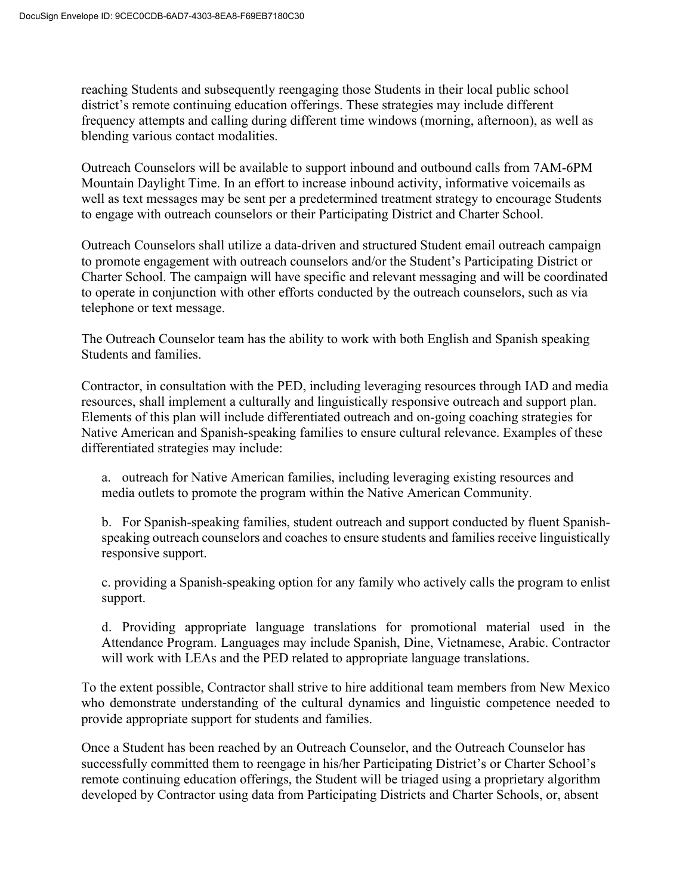reaching Students and subsequently reengaging those Students in their local public school district's remote continuing education offerings. These strategies may include different frequency attempts and calling during different time windows (morning, afternoon), as well as blending various contact modalities.

Outreach Counselors will be available to support inbound and outbound calls from 7AM-6PM Mountain Daylight Time. In an effort to increase inbound activity, informative voicemails as well as text messages may be sent per a predetermined treatment strategy to encourage Students to engage with outreach counselors or their Participating District and Charter School.

Outreach Counselors shall utilize a data-driven and structured Student email outreach campaign to promote engagement with outreach counselors and/or the Student's Participating District or Charter School. The campaign will have specific and relevant messaging and will be coordinated to operate in conjunction with other efforts conducted by the outreach counselors, such as via telephone or text message.

The Outreach Counselor team has the ability to work with both English and Spanish speaking Students and families.

Contractor, in consultation with the PED, including leveraging resources through IAD and media resources, shall implement a culturally and linguistically responsive outreach and support plan. Elements of this plan will include differentiated outreach and on-going coaching strategies for Native American and Spanish-speaking families to ensure cultural relevance. Examples of these differentiated strategies may include:

a. outreach for Native American families, including leveraging existing resources and media outlets to promote the program within the Native American Community.

b. For Spanish-speaking families, student outreach and support conducted by fluent Spanish-speaking outreach counselors and coaches to ensure students and families receive linguistically responsive support.

c. providing a Spanish-speaking option for any family who actively calls the program to enlist support.

d. Providing appropriate language translations for promotional material used in the Attendance Program. Languages may include Spanish, Dine, Vietnamese, Arabic. Contractor will work with LEAs and the PED related to appropriate language translations.

To the extent possible, Contractor shall strive to hire additional team members from New Mexico who demonstrate understanding of the cultural dynamics and linguistic competence needed to provide appropriate support for students and families.

Once a Student has been reached by an Outreach Counselor, and the Outreach Counselor has successfully committed them to reengage in his/her Participating District's or Charter School's remote continuing education offerings, the Student will be triaged using a proprietary algorithm developed by Contractor using data from Participating Districts and Charter Schools, or, absent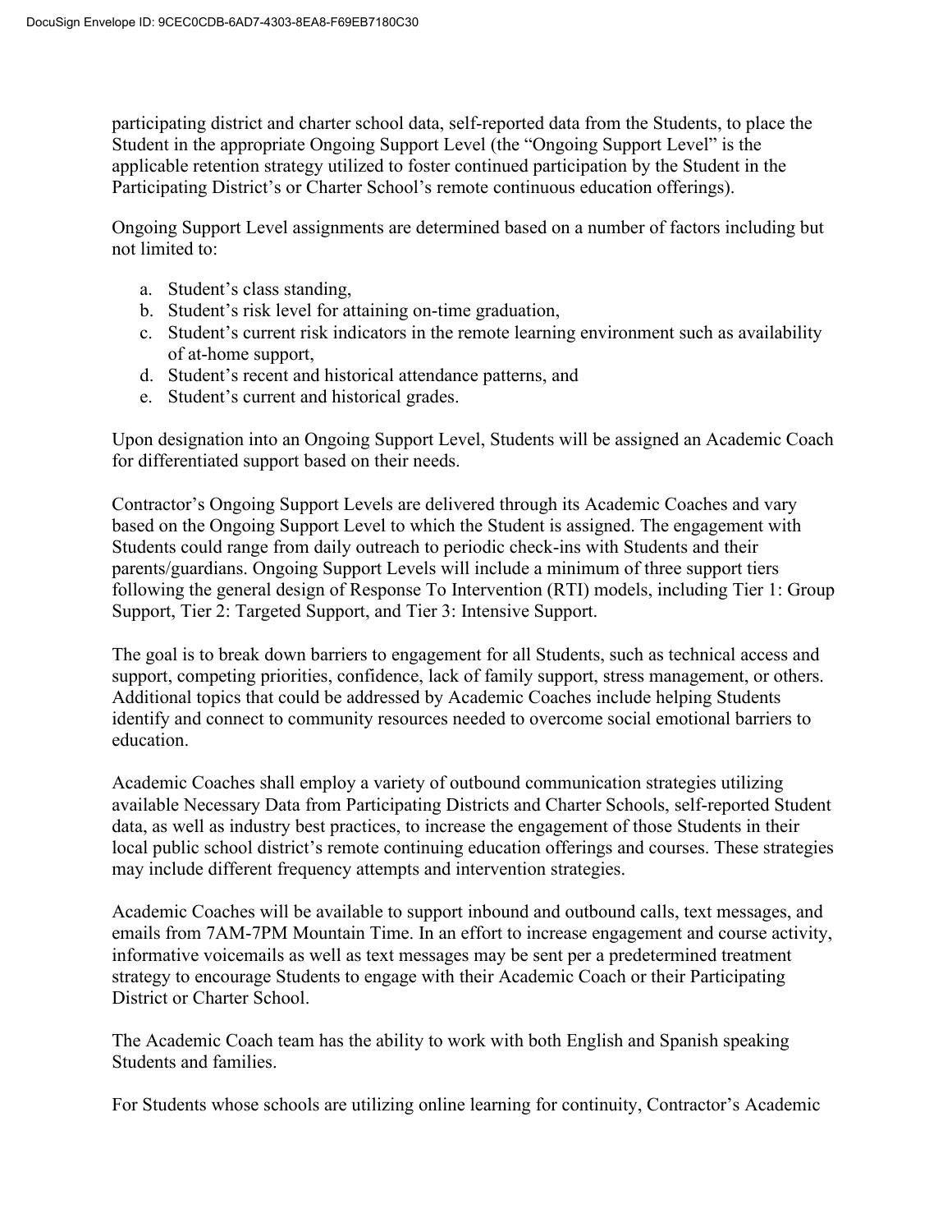participating district and charter school data, self-reported data from the Students, to place the Student in the appropriate Ongoing Support Level (the "Ongoing Support Level" is the applicable retention strategy utilized to foster continued participation by the Student in the Participating District's or Charter School's remote continuous education offerings).

Ongoing Support Level assignments are determined based on a number of factors including but not limited to:

a. Student's class standing,
b. Student's risk level for attaining on-time graduation,
c. Student's current risk indicators in the remote learning environment such as availability of at-home support,
d. Student's recent and historical attendance patterns, and
e. Student's current and historical grades.

Upon designation into an Ongoing Support Level, Students will be assigned an Academic Coach for differentiated support based on their needs.

Contractor's Ongoing Support Levels are delivered through its Academic Coaches and vary based on the Ongoing Support Level to which the Student is assigned. The engagement with Students could range from daily outreach to periodic check-ins with Students and their parents/guardians. Ongoing Support Levels will include a minimum of three support tiers following the general design of Response To Intervention (RTI) models, including Tier 1: Group Support, Tier 2: Targeted Support, and Tier 3: Intensive Support.

The goal is to break down barriers to engagement for all Students, such as technical access and support, competing priorities, confidence, lack of family support, stress management, or others. Additional topics that could be addressed by Academic Coaches include helping Students identify and connect to community resources needed to overcome social emotional barriers to education.

Academic Coaches shall employ a variety of outbound communication strategies utilizing available Necessary Data from Participating Districts and Charter Schools, self-reported Student data, as well as industry best practices, to increase the engagement of those Students in their local public school district's remote continuing education offerings and courses. These strategies may include different frequency attempts and intervention strategies.

Academic Coaches will be available to support inbound and outbound calls, text messages, and emails from 7AM-7PM Mountain Time. In an effort to increase engagement and course activity, informative voicemails as well as text messages may be sent per a predetermined treatment strategy to encourage Students to engage with their Academic Coach or their Participating District or Charter School.

The Academic Coach team has the ability to work with both English and Spanish speaking Students and families.

For Students whose schools are utilizing online learning for continuity, Contractor's Academic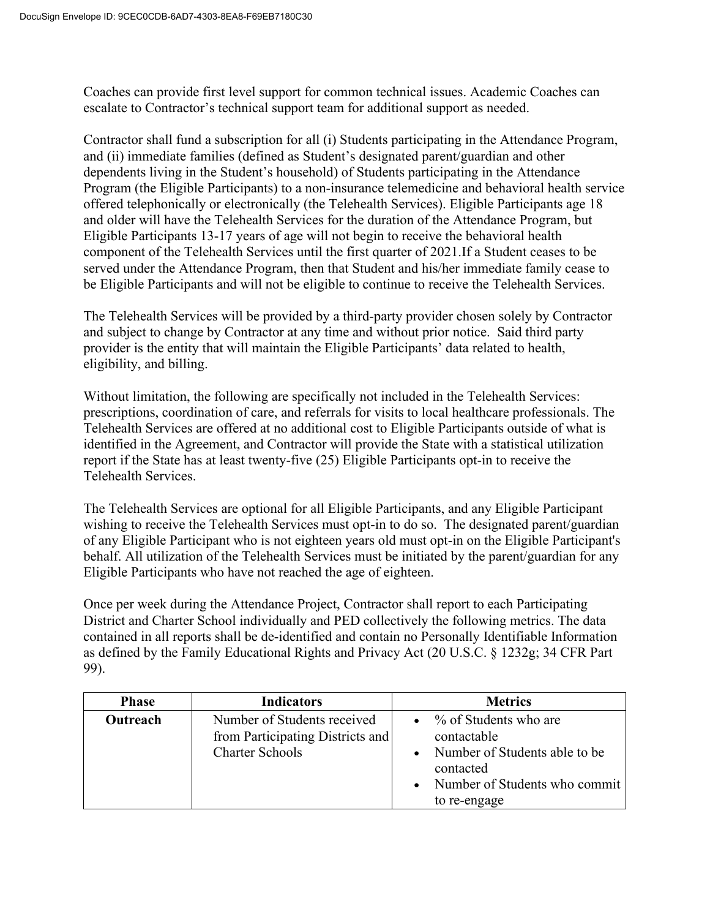Coaches can provide first level support for common technical issues. Academic Coaches can escalate to Contractor's technical support team for additional support as needed.

Contractor shall fund a subscription for all (i) Students participating in the Attendance Program, and (ii) immediate families (defined as Student's designated parent/guardian and other dependents living in the Student's household) of Students participating in the Attendance Program (the Eligible Participants) to a non-insurance telemedicine and behavioral health service offered telephonically or electronically (the Telehealth Services). Eligible Participants age 18 and older will have the Telehealth Services for the duration of the Attendance Program, but Eligible Participants 13-17 years of age will not begin to receive the behavioral health component of the Telehealth Services until the first quarter of 2021.If a Student ceases to be served under the Attendance Program, then that Student and his/her immediate family cease to be Eligible Participants and will not be eligible to continue to receive the Telehealth Services.

The Telehealth Services will be provided by a third-party provider chosen solely by Contractor and subject to change by Contractor at any time and without prior notice. Said third party provider is the entity that will maintain the Eligible Participants' data related to health, eligibility, and billing.

Without limitation, the following are specifically not included in the Telehealth Services: prescriptions, coordination of care, and referrals for visits to local healthcare professionals. The Telehealth Services are offered at no additional cost to Eligible Participants outside of what is identified in the Agreement, and Contractor will provide the State with a statistical utilization report if the State has at least twenty-five (25) Eligible Participants opt-in to receive the Telehealth Services.

The Telehealth Services are optional for all Eligible Participants, and any Eligible Participant wishing to receive the Telehealth Services must opt-in to do so. The designated parent/guardian of any Eligible Participant who is not eighteen years old must opt-in on the Eligible Participant's behalf. All utilization of the Telehealth Services must be initiated by the parent/guardian for any Eligible Participants who have not reached the age of eighteen.

Once per week during the Attendance Project, Contractor shall report to each Participating District and Charter School individually and PED collectively the following metrics. The data contained in all reports shall be de-identified and contain no Personally Identifiable Information as defined by the Family Educational Rights and Privacy Act (20 U.S.C. § 1232g; 34 CFR Part 99).

| Phase | Indicators | Metrics |
|---|---|---|
| **Outreach** | Number of Students received from Participating Districts and Charter Schools | • % of Students who are contactable<br>• Number of Students able to be contacted<br>• Number of Students who commit to re-engage |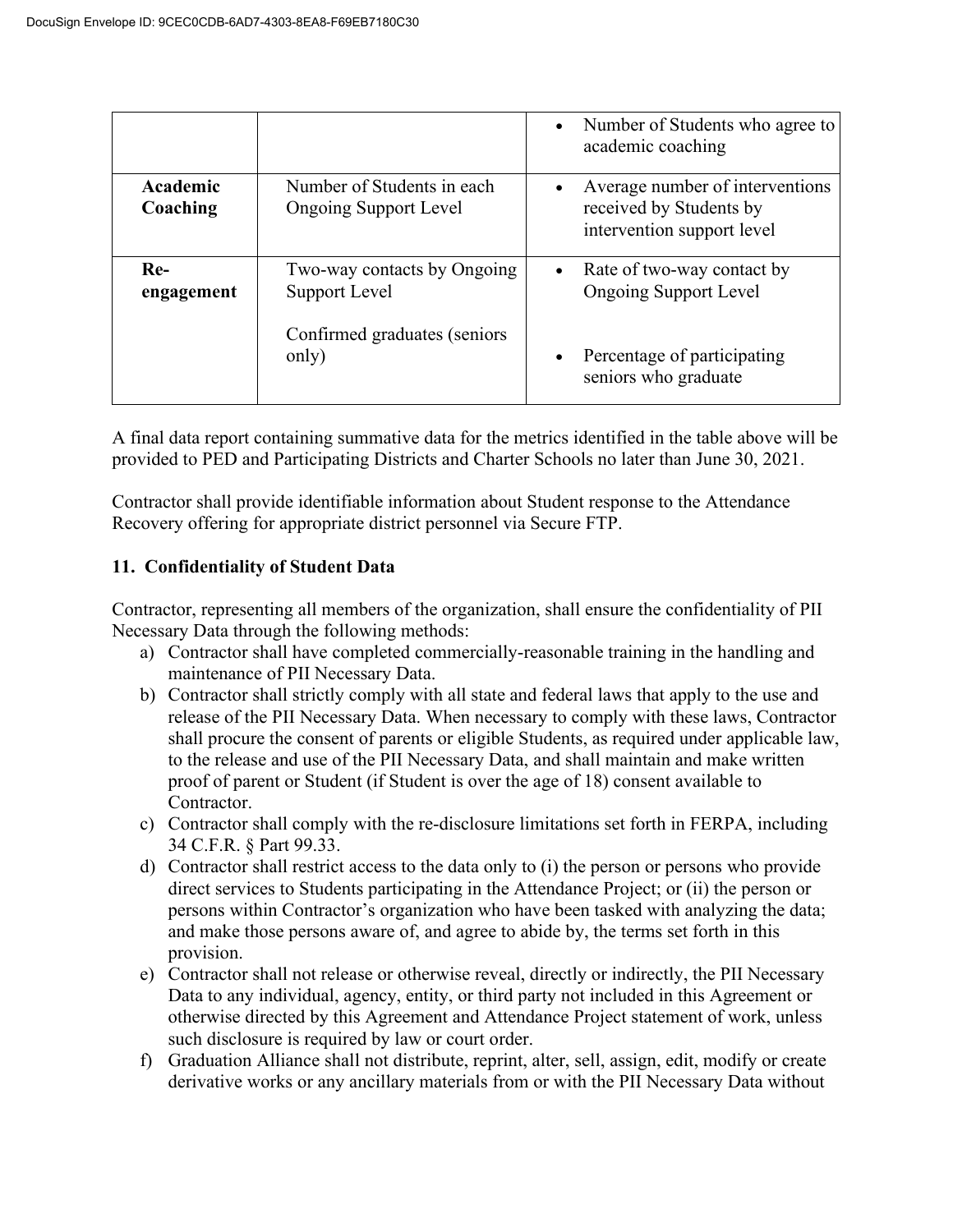| | | |
|---|---|---|
| | | • Number of Students who agree to academic coaching |
| **Academic Coaching** | Number of Students in each Ongoing Support Level | • Average number of interventions received by Students by intervention support level |
| **Re-engagement** | Two-way contacts by Ongoing Support Level<br><br>Confirmed graduates (seniors only) | • Rate of two-way contact by Ongoing Support Level<br><br>• Percentage of participating seniors who graduate |

A final data report containing summative data for the metrics identified in the table above will be provided to PED and Participating Districts and Charter Schools no later than June 30, 2021.

Contractor shall provide identifiable information about Student response to the Attendance Recovery offering for appropriate district personnel via Secure FTP.

### 11. Confidentiality of Student Data

Contractor, representing all members of the organization, shall ensure the confidentiality of PII Necessary Data through the following methods:

a) Contractor shall have completed commercially-reasonable training in the handling and maintenance of PII Necessary Data.

b) Contractor shall strictly comply with all state and federal laws that apply to the use and release of the PII Necessary Data. When necessary to comply with these laws, Contractor shall procure the consent of parents or eligible Students, as required under applicable law, to the release and use of the PII Necessary Data, and shall maintain and make written proof of parent or Student (if Student is over the age of 18) consent available to Contractor.

c) Contractor shall comply with the re-disclosure limitations set forth in FERPA, including 34 C.F.R. § Part 99.33.

d) Contractor shall restrict access to the data only to (i) the person or persons who provide direct services to Students participating in the Attendance Project; or (ii) the person or persons within Contractor's organization who have been tasked with analyzing the data; and make those persons aware of, and agree to abide by, the terms set forth in this provision.

e) Contractor shall not release or otherwise reveal, directly or indirectly, the PII Necessary Data to any individual, agency, entity, or third party not included in this Agreement or otherwise directed by this Agreement and Attendance Project statement of work, unless such disclosure is required by law or court order.

f) Graduation Alliance shall not distribute, reprint, alter, sell, assign, edit, modify or create derivative works or any ancillary materials from or with the PII Necessary Data without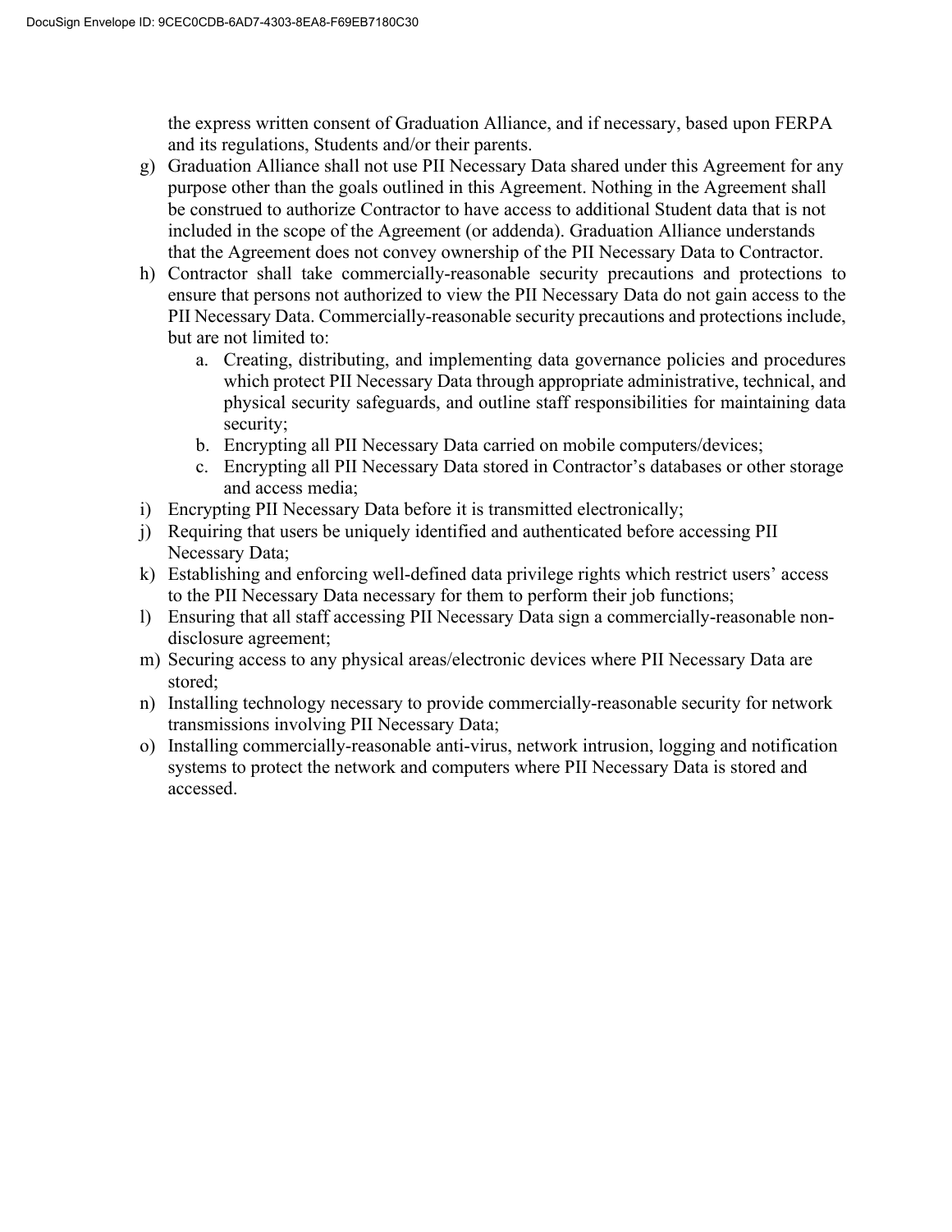the express written consent of Graduation Alliance, and if necessary, based upon FERPA and its regulations, Students and/or their parents.

g) Graduation Alliance shall not use PII Necessary Data shared under this Agreement for any purpose other than the goals outlined in this Agreement. Nothing in the Agreement shall be construed to authorize Contractor to have access to additional Student data that is not included in the scope of the Agreement (or addenda). Graduation Alliance understands that the Agreement does not convey ownership of the PII Necessary Data to Contractor.

h) Contractor shall take commercially-reasonable security precautions and protections to ensure that persons not authorized to view the PII Necessary Data do not gain access to the PII Necessary Data. Commercially-reasonable security precautions and protections include, but are not limited to:

   a. Creating, distributing, and implementing data governance policies and procedures which protect PII Necessary Data through appropriate administrative, technical, and physical security safeguards, and outline staff responsibilities for maintaining data security;
   b. Encrypting all PII Necessary Data carried on mobile computers/devices;
   c. Encrypting all PII Necessary Data stored in Contractor's databases or other storage and access media;

i) Encrypting PII Necessary Data before it is transmitted electronically;

j) Requiring that users be uniquely identified and authenticated before accessing PII Necessary Data;

k) Establishing and enforcing well-defined data privilege rights which restrict users' access to the PII Necessary Data necessary for them to perform their job functions;

l) Ensuring that all staff accessing PII Necessary Data sign a commercially-reasonable non-disclosure agreement;

m) Securing access to any physical areas/electronic devices where PII Necessary Data are stored;

n) Installing technology necessary to provide commercially-reasonable security for network transmissions involving PII Necessary Data;

o) Installing commercially-reasonable anti-virus, network intrusion, logging and notification systems to protect the network and computers where PII Necessary Data is stored and accessed.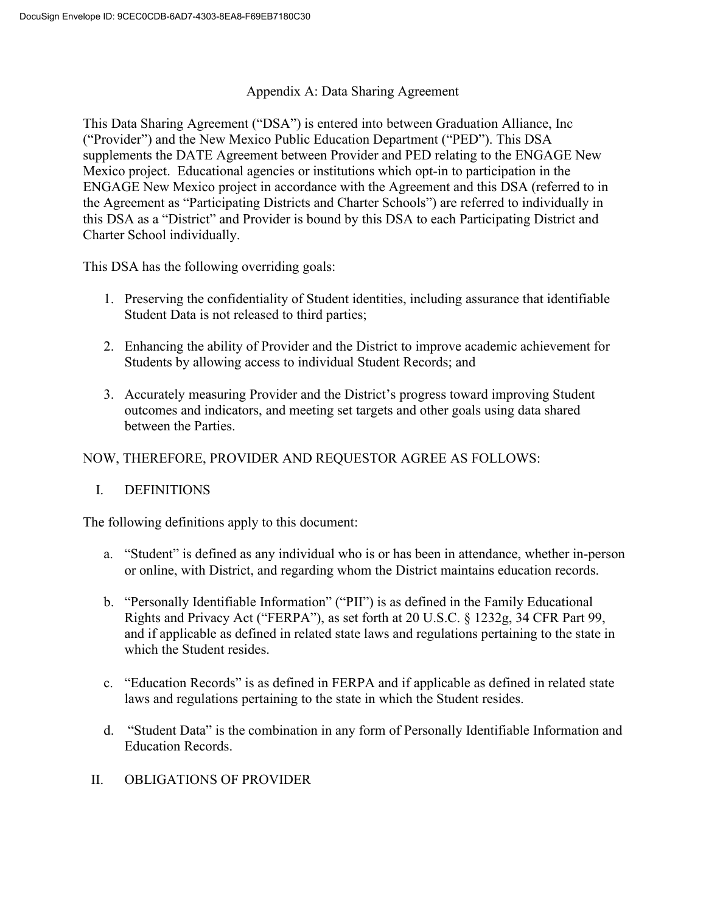# Appendix A: Data Sharing Agreement

This Data Sharing Agreement ("DSA") is entered into between Graduation Alliance, Inc ("Provider") and the New Mexico Public Education Department ("PED"). This DSA supplements the DATE Agreement between Provider and PED relating to the ENGAGE New Mexico project. Educational agencies or institutions which opt-in to participation in the ENGAGE New Mexico project in accordance with the Agreement and this DSA (referred to in the Agreement as "Participating Districts and Charter Schools") are referred to individually in this DSA as a "District" and Provider is bound by this DSA to each Participating District and Charter School individually.

This DSA has the following overriding goals:

1. Preserving the confidentiality of Student identities, including assurance that identifiable Student Data is not released to third parties;

2. Enhancing the ability of Provider and the District to improve academic achievement for Students by allowing access to individual Student Records; and

3. Accurately measuring Provider and the District's progress toward improving Student outcomes and indicators, and meeting set targets and other goals using data shared between the Parties.

NOW, THEREFORE, PROVIDER AND REQUESTOR AGREE AS FOLLOWS:

## I. DEFINITIONS

The following definitions apply to this document:

a. "Student" is defined as any individual who is or has been in attendance, whether in-person or online, with District, and regarding whom the District maintains education records.

b. "Personally Identifiable Information" ("PII") is as defined in the Family Educational Rights and Privacy Act ("FERPA"), as set forth at 20 U.S.C. § 1232g, 34 CFR Part 99, and if applicable as defined in related state laws and regulations pertaining to the state in which the Student resides.

c. "Education Records" is as defined in FERPA and if applicable as defined in related state laws and regulations pertaining to the state in which the Student resides.

d. "Student Data" is the combination in any form of Personally Identifiable Information and Education Records.

## II. OBLIGATIONS OF PROVIDER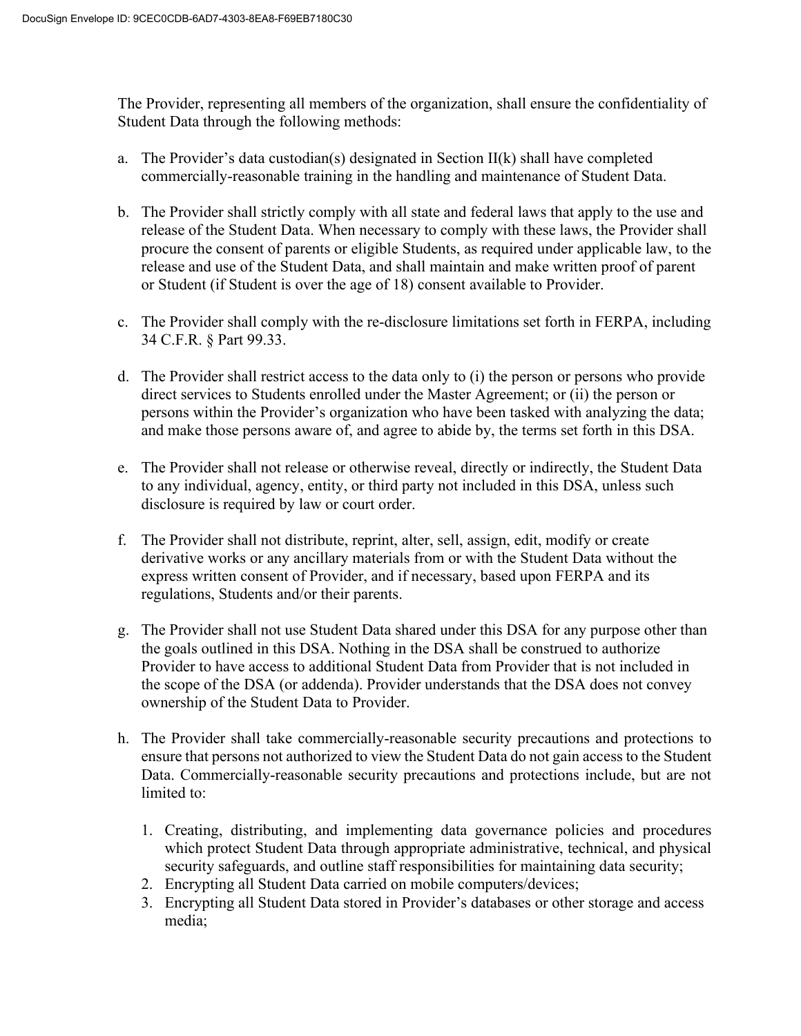The Provider, representing all members of the organization, shall ensure the confidentiality of Student Data through the following methods:

a. The Provider's data custodian(s) designated in Section II(k) shall have completed commercially-reasonable training in the handling and maintenance of Student Data.

b. The Provider shall strictly comply with all state and federal laws that apply to the use and release of the Student Data. When necessary to comply with these laws, the Provider shall procure the consent of parents or eligible Students, as required under applicable law, to the release and use of the Student Data, and shall maintain and make written proof of parent or Student (if Student is over the age of 18) consent available to Provider.

c. The Provider shall comply with the re-disclosure limitations set forth in FERPA, including 34 C.F.R. § Part 99.33.

d. The Provider shall restrict access to the data only to (i) the person or persons who provide direct services to Students enrolled under the Master Agreement; or (ii) the person or persons within the Provider's organization who have been tasked with analyzing the data; and make those persons aware of, and agree to abide by, the terms set forth in this DSA.

e. The Provider shall not release or otherwise reveal, directly or indirectly, the Student Data to any individual, agency, entity, or third party not included in this DSA, unless such disclosure is required by law or court order.

f. The Provider shall not distribute, reprint, alter, sell, assign, edit, modify or create derivative works or any ancillary materials from or with the Student Data without the express written consent of Provider, and if necessary, based upon FERPA and its regulations, Students and/or their parents.

g. The Provider shall not use Student Data shared under this DSA for any purpose other than the goals outlined in this DSA. Nothing in the DSA shall be construed to authorize Provider to have access to additional Student Data from Provider that is not included in the scope of the DSA (or addenda). Provider understands that the DSA does not convey ownership of the Student Data to Provider.

h. The Provider shall take commercially-reasonable security precautions and protections to ensure that persons not authorized to view the Student Data do not gain access to the Student Data. Commercially-reasonable security precautions and protections include, but are not limited to:

   1. Creating, distributing, and implementing data governance policies and procedures which protect Student Data through appropriate administrative, technical, and physical security safeguards, and outline staff responsibilities for maintaining data security;
   2. Encrypting all Student Data carried on mobile computers/devices;
   3. Encrypting all Student Data stored in Provider's databases or other storage and access media;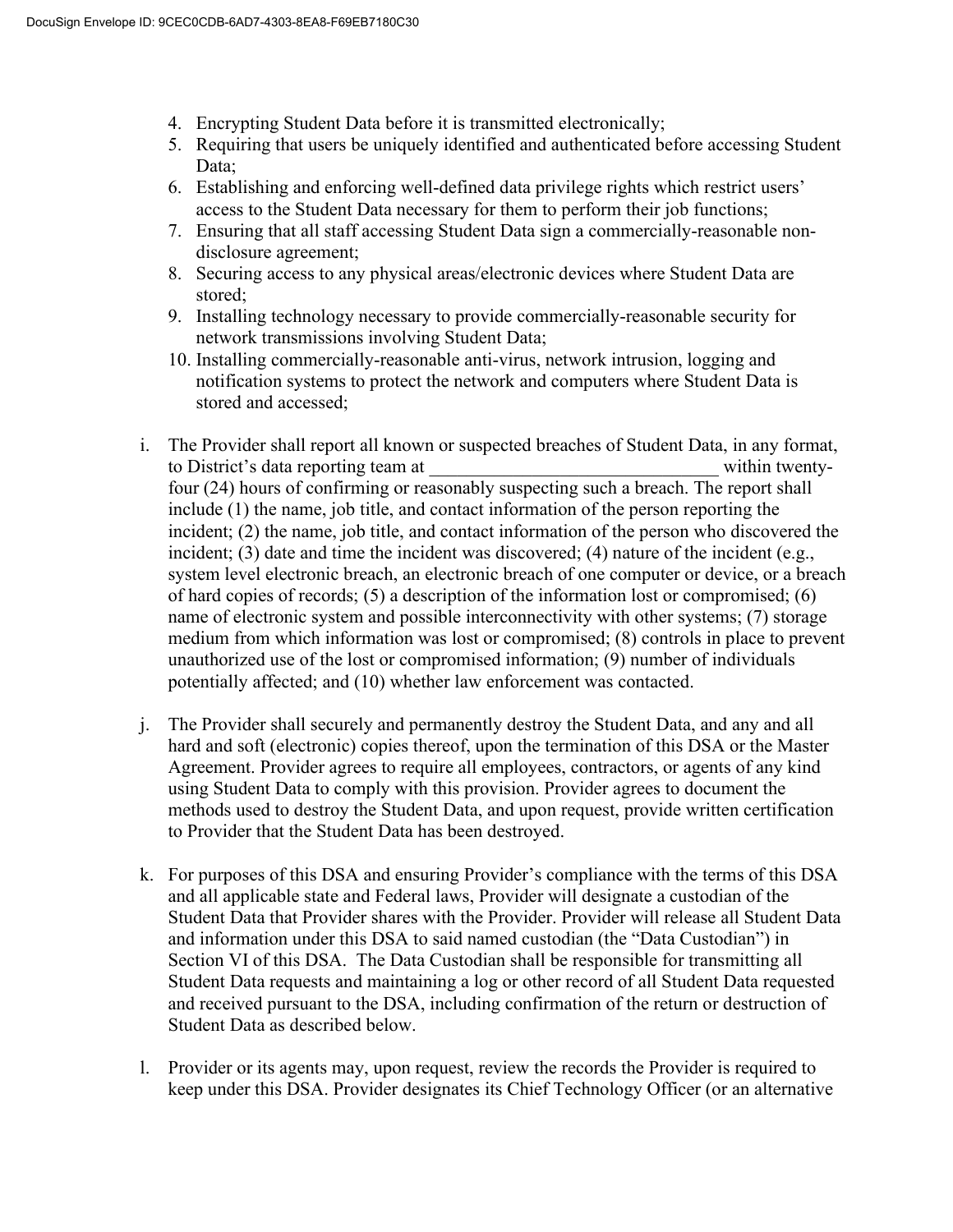4. Encrypting Student Data before it is transmitted electronically;
5. Requiring that users be uniquely identified and authenticated before accessing Student Data;
6. Establishing and enforcing well-defined data privilege rights which restrict users' access to the Student Data necessary for them to perform their job functions;
7. Ensuring that all staff accessing Student Data sign a commercially-reasonable non-disclosure agreement;
8. Securing access to any physical areas/electronic devices where Student Data are stored;
9. Installing technology necessary to provide commercially-reasonable security for network transmissions involving Student Data;
10. Installing commercially-reasonable anti-virus, network intrusion, logging and notification systems to protect the network and computers where Student Data is stored and accessed;

i. The Provider shall report all known or suspected breaches of Student Data, in any format, to District's data reporting team at ______________________________ within twenty-four (24) hours of confirming or reasonably suspecting such a breach. The report shall include (1) the name, job title, and contact information of the person reporting the incident; (2) the name, job title, and contact information of the person who discovered the incident; (3) date and time the incident was discovered; (4) nature of the incident (e.g., system level electronic breach, an electronic breach of one computer or device, or a breach of hard copies of records; (5) a description of the information lost or compromised; (6) name of electronic system and possible interconnectivity with other systems; (7) storage medium from which information was lost or compromised; (8) controls in place to prevent unauthorized use of the lost or compromised information; (9) number of individuals potentially affected; and (10) whether law enforcement was contacted.

j. The Provider shall securely and permanently destroy the Student Data, and any and all hard and soft (electronic) copies thereof, upon the termination of this DSA or the Master Agreement. Provider agrees to require all employees, contractors, or agents of any kind using Student Data to comply with this provision. Provider agrees to document the methods used to destroy the Student Data, and upon request, provide written certification to Provider that the Student Data has been destroyed.

k. For purposes of this DSA and ensuring Provider's compliance with the terms of this DSA and all applicable state and Federal laws, Provider will designate a custodian of the Student Data that Provider shares with the Provider. Provider will release all Student Data and information under this DSA to said named custodian (the "Data Custodian") in Section VI of this DSA. The Data Custodian shall be responsible for transmitting all Student Data requests and maintaining a log or other record of all Student Data requested and received pursuant to the DSA, including confirmation of the return or destruction of Student Data as described below.

l. Provider or its agents may, upon request, review the records the Provider is required to keep under this DSA. Provider designates its Chief Technology Officer (or an alternative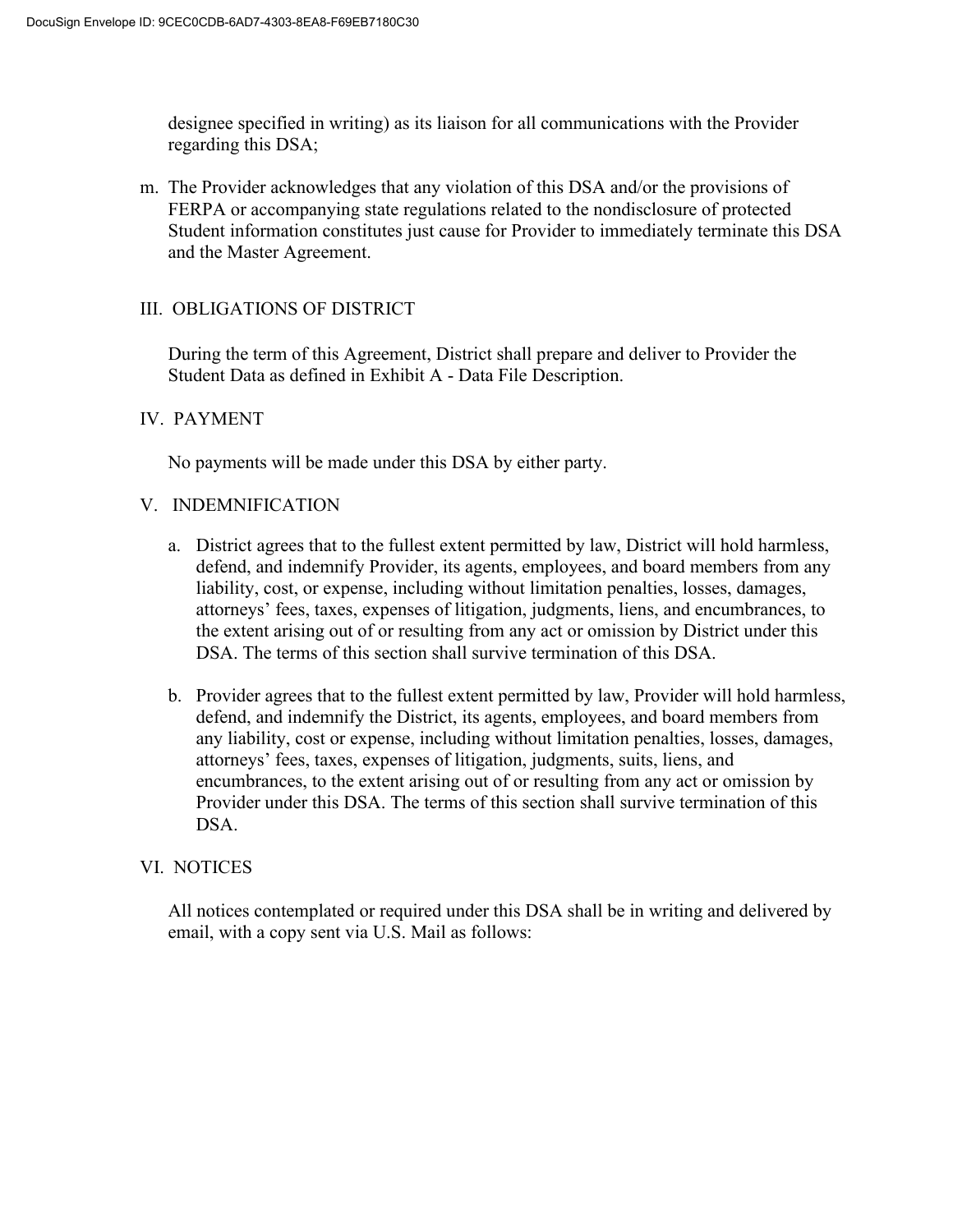designee specified in writing) as its liaison for all communications with the Provider regarding this DSA;

m. The Provider acknowledges that any violation of this DSA and/or the provisions of FERPA or accompanying state regulations related to the nondisclosure of protected Student information constitutes just cause for Provider to immediately terminate this DSA and the Master Agreement.

## III. OBLIGATIONS OF DISTRICT

During the term of this Agreement, District shall prepare and deliver to Provider the Student Data as defined in Exhibit A - Data File Description.

## IV. PAYMENT

No payments will be made under this DSA by either party.

## V. INDEMNIFICATION

a. District agrees that to the fullest extent permitted by law, District will hold harmless, defend, and indemnify Provider, its agents, employees, and board members from any liability, cost, or expense, including without limitation penalties, losses, damages, attorneys' fees, taxes, expenses of litigation, judgments, liens, and encumbrances, to the extent arising out of or resulting from any act or omission by District under this DSA. The terms of this section shall survive termination of this DSA.

b. Provider agrees that to the fullest extent permitted by law, Provider will hold harmless, defend, and indemnify the District, its agents, employees, and board members from any liability, cost or expense, including without limitation penalties, losses, damages, attorneys' fees, taxes, expenses of litigation, judgments, suits, liens, and encumbrances, to the extent arising out of or resulting from any act or omission by Provider under this DSA. The terms of this section shall survive termination of this DSA.

## VI. NOTICES

All notices contemplated or required under this DSA shall be in writing and delivered by email, with a copy sent via U.S. Mail as follows: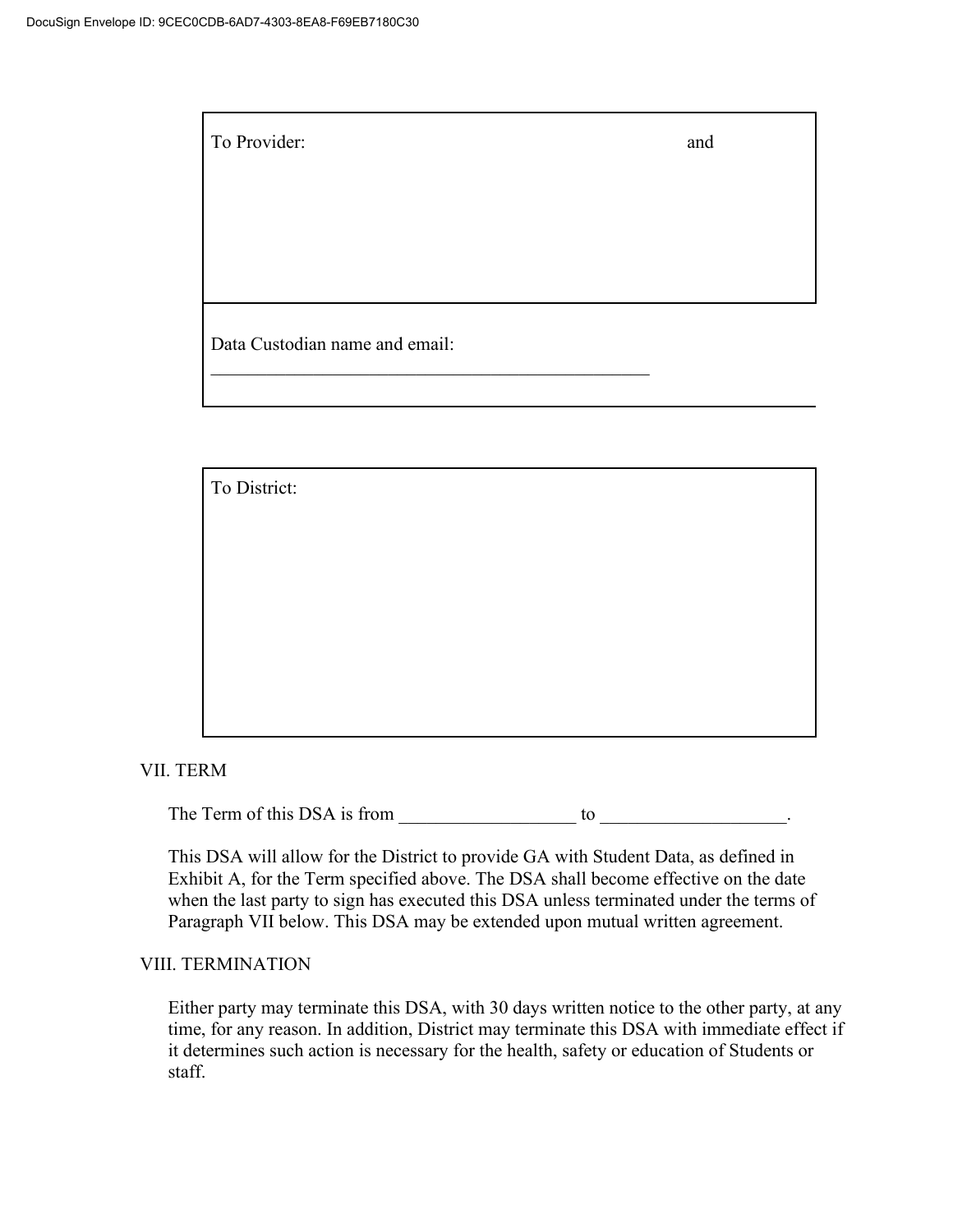| To Provider: | and |
|---|---|
| Data Custodian name and email: _________________________________________________ | |

| To District: |
|---|

VII. TERM

The Term of this DSA is from ___________________ to ____________________.

This DSA will allow for the District to provide GA with Student Data, as defined in Exhibit A, for the Term specified above. The DSA shall become effective on the date when the last party to sign has executed this DSA unless terminated under the terms of Paragraph VII below. This DSA may be extended upon mutual written agreement.

VIII. TERMINATION

Either party may terminate this DSA, with 30 days written notice to the other party, at any time, for any reason. In addition, District may terminate this DSA with immediate effect if it determines such action is necessary for the health, safety or education of Students or staff.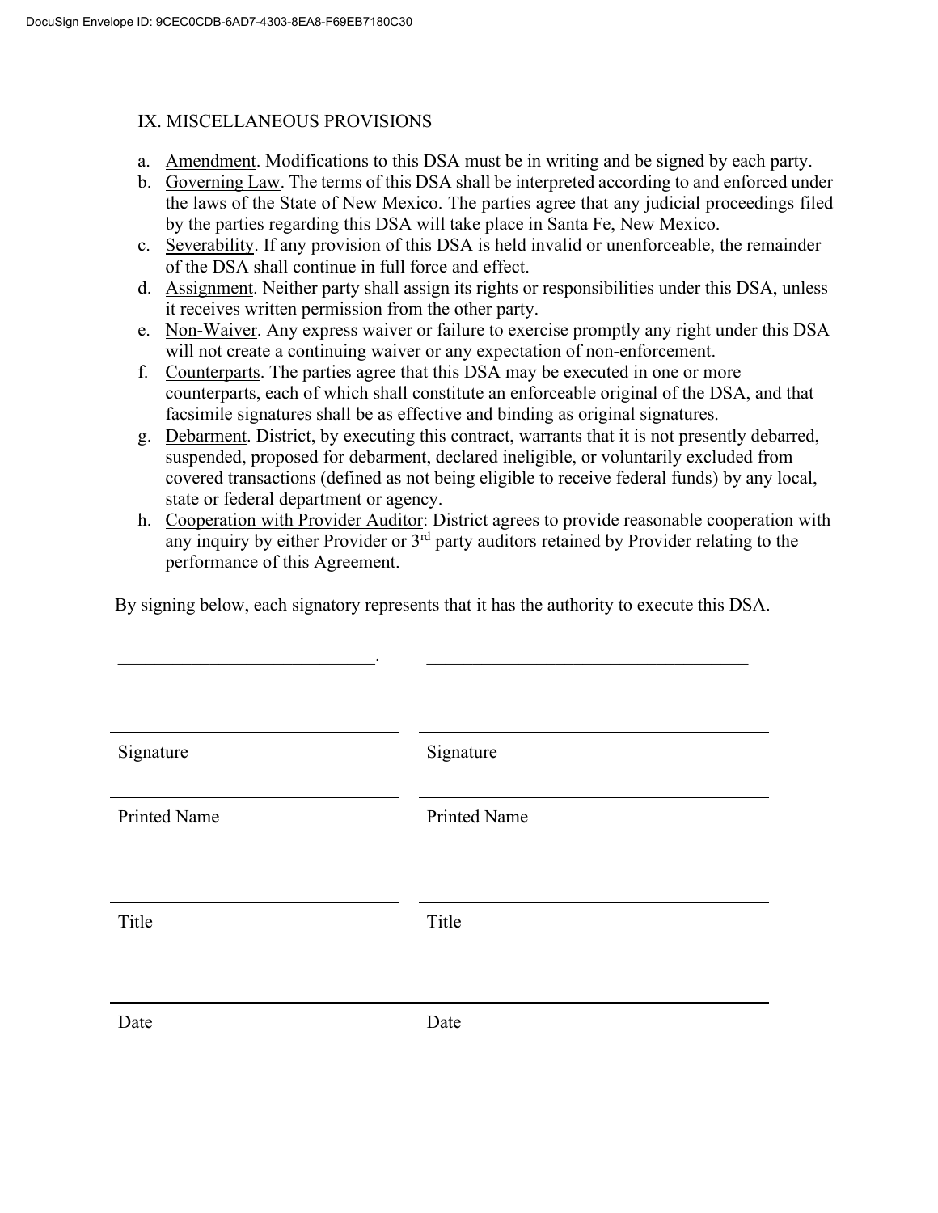IX. MISCELLANEOUS PROVISIONS

a. Amendment. Modifications to this DSA must be in writing and be signed by each party.
b. Governing Law. The terms of this DSA shall be interpreted according to and enforced under the laws of the State of New Mexico. The parties agree that any judicial proceedings filed by the parties regarding this DSA will take place in Santa Fe, New Mexico.
c. Severability. If any provision of this DSA is held invalid or unenforceable, the remainder of the DSA shall continue in full force and effect.
d. Assignment. Neither party shall assign its rights or responsibilities under this DSA, unless it receives written permission from the other party.
e. Non-Waiver. Any express waiver or failure to exercise promptly any right under this DSA will not create a continuing waiver or any expectation of non-enforcement.
f. Counterparts. The parties agree that this DSA may be executed in one or more counterparts, each of which shall constitute an enforceable original of the DSA, and that facsimile signatures shall be as effective and binding as original signatures.
g. Debarment. District, by executing this contract, warrants that it is not presently debarred, suspended, proposed for debarment, declared ineligible, or voluntarily excluded from covered transactions (defined as not being eligible to receive federal funds) by any local, state or federal department or agency.
h. Cooperation with Provider Auditor: District agrees to provide reasonable cooperation with any inquiry by either Provider or 3rd party auditors retained by Provider relating to the performance of this Agreement.

By signing below, each signatory represents that it has the authority to execute this DSA.

____________________________.          ___________________________________

| | |
|---|---|
| Signature | Signature |
| Printed Name | Printed Name |
| Title | Title |
| Date | Date |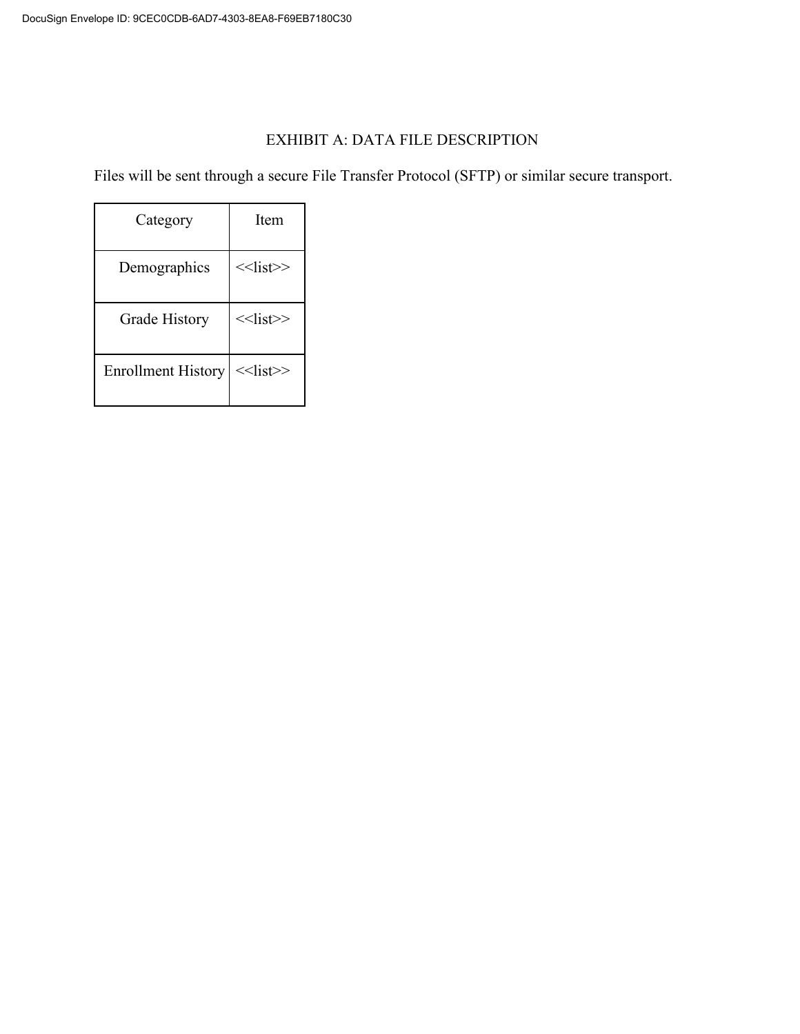# EXHIBIT A: DATA FILE DESCRIPTION

Files will be sent through a secure File Transfer Protocol (SFTP) or similar secure transport.

| Category | Item |
|---|---|
| Demographics | <<list>> |
| Grade History | <<list>> |
| Enrollment History | <<list>> |